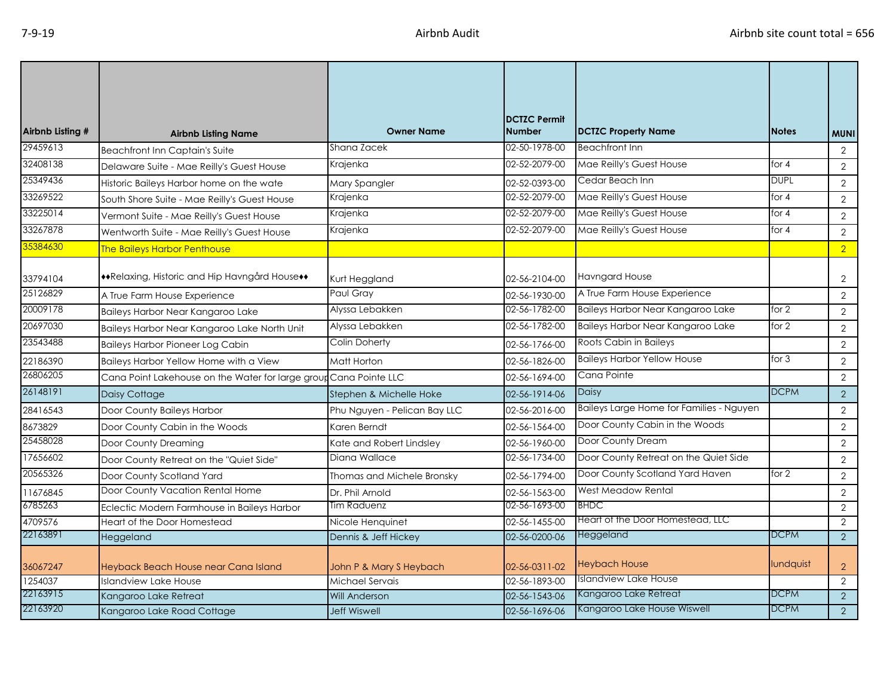7-9-19

# Airbnb Audit

Airbnb site count total = 656

| Airbnb Listing # | Airbnb Listing Name | Owner Name | DCTZC Permit Number | DCTZC Property Name | Notes | MUNI |
|---|---|---|---|---|---|---|
| 29459613 | Beachfront Inn Captain's Suite | Shana Zacek | 02-50-1978-00 | Beachfront Inn | | 2 |
| 32408138 | Delaware Suite - Mae Reilly's Guest House | Krajenka | 02-52-2079-00 | Mae Reilly's Guest House | for 4 | 2 |
| 25349436 | Historic Baileys Harbor home on the wate | Mary Spangler | 02-52-0393-00 | Cedar Beach Inn | DUPL | 2 |
| 33269522 | South Shore Suite - Mae Reilly's Guest House | Krajenka | 02-52-2079-00 | Mae Reilly's Guest House | for 4 | 2 |
| 33225014 | Vermont Suite - Mae Reilly's Guest House | Krajenka | 02-52-2079-00 | Mae Reilly's Guest House | for 4 | 2 |
| 33267878 | Wentworth Suite - Mae Reilly's Guest House | Krajenka | 02-52-2079-00 | Mae Reilly's Guest House | for 4 | 2 |
| 35384630 | The Baileys Harbor Penthouse | | | | | 2 |
| 33794104 | ♦♦Relaxing, Historic and Hip Havngård House♦♦ | Kurt Heggland | 02-56-2104-00 | Havngard House | | 2 |
| 25126829 | A True Farm House Experience | Paul Gray | 02-56-1930-00 | A True Farm House Experience | | 2 |
| 20009178 | Baileys Harbor Near Kangaroo Lake | Alyssa Lebakken | 02-56-1782-00 | Baileys Harbor Near Kangaroo Lake | for 2 | 2 |
| 20697030 | Baileys Harbor Near Kangaroo Lake North Unit | Alyssa Lebakken | 02-56-1782-00 | Baileys Harbor Near Kangaroo Lake | for 2 | 2 |
| 23543488 | Baileys Harbor Pioneer Log Cabin | Colin Doherty | 02-56-1766-00 | Roots Cabin in Baileys | | 2 |
| 22186390 | Baileys Harbor Yellow Home with a View | Matt Horton | 02-56-1826-00 | Baileys Harbor Yellow House | for 3 | 2 |
| 26806205 | Cana Point Lakehouse on the Water for large group | Cana Pointe LLC | 02-56-1694-00 | Cana Pointe | | 2 |
| 26148191 | Daisy Cottage | Stephen & Michelle Hoke | 02-56-1914-06 | Daisy | DCPM | 2 |
| 28416543 | Door County Baileys Harbor | Phu Nguyen - Pelican Bay LLC | 02-56-2016-00 | Baileys Large Home for Families - Nguyen | | 2 |
| 8673829 | Door County Cabin in the Woods | Karen Berndt | 02-56-1564-00 | Door County Cabin in the Woods | | 2 |
| 25458028 | Door County Dreaming | Kate and Robert Lindsley | 02-56-1960-00 | Door County Dream | | 2 |
| 17656602 | Door County Retreat on the "Quiet Side" | Diana Wallace | 02-56-1734-00 | Door County Retreat on the Quiet Side | | 2 |
| 20565326 | Door County Scotland Yard | Thomas and Michele Bronsky | 02-56-1794-00 | Door County Scotland Yard Haven | for 2 | 2 |
| 11676845 | Door County Vacation Rental Home | Dr. Phil Arnold | 02-56-1563-00 | West Meadow Rental | | 2 |
| 6785263 | Eclectic Modern Farmhouse in Baileys Harbor | Tim Raduenz | 02-56-1693-00 | BHDC | | 2 |
| 4709576 | Heart of the Door Homestead | Nicole Henquinet | 02-56-1455-00 | Heart of the Door Homestead, LLC | | 2 |
| 22163891 | Heggeland | Dennis & Jeff Hickey | 02-56-0200-06 | Heggeland | DCPM | 2 |
| 36067247 | Heyback Beach House near Cana Island | John P & Mary S Heybach | 02-56-0311-02 | Heybach House | lundquist | 2 |
| 1254037 | Islandview Lake House | Michael Servais | 02-56-1893-00 | Islandview Lake House | | 2 |
| 22163915 | Kangaroo Lake Retreat | Will Anderson | 02-56-1543-06 | Kangaroo Lake Retreat | DCPM | 2 |
| 22163920 | Kangaroo Lake Road Cottage | Jeff Wiswell | 02-56-1696-06 | Kangaroo Lake House Wiswell | DCPM | 2 |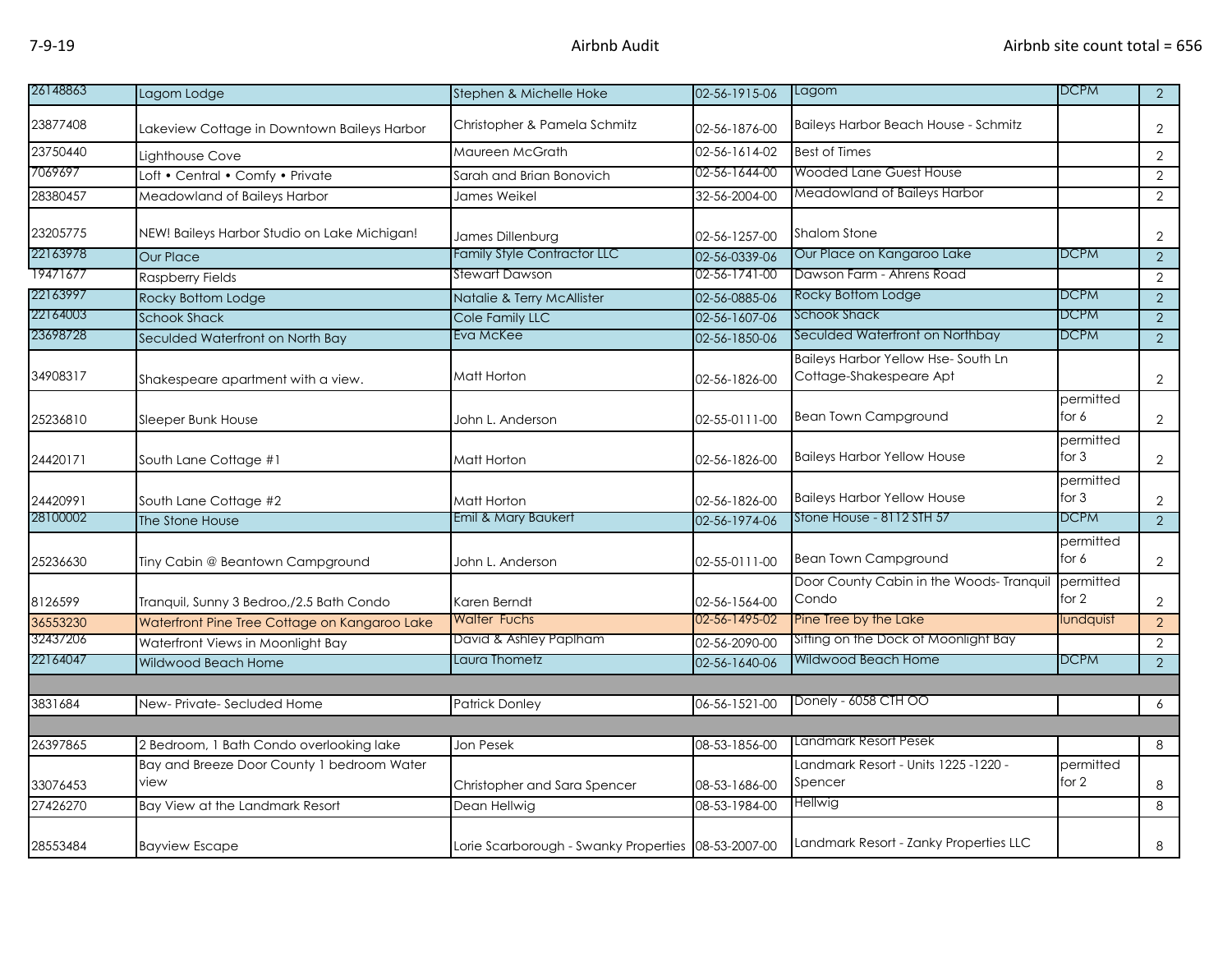| | | | | | | |
|---|---|---|---|---|---|---|
| 26148863 | Lagom Lodge | Stephen & Michelle Hoke | 02-56-1915-06 | Lagom | DCPM | 2 |
| 23877408 | Lakeview Cottage in Downtown Baileys Harbor | Christopher & Pamela Schmitz | 02-56-1876-00 | Baileys Harbor Beach House - Schmitz | | 2 |
| 23750440 | Lighthouse Cove | Maureen McGrath | 02-56-1614-02 | Best of Times | | 2 |
| 7069697 | Loft • Central • Comfy • Private | Sarah and Brian Bonovich | 02-56-1644-00 | Wooded Lane Guest House | | 2 |
| 28380457 | Meadowland of Baileys Harbor | James Weikel | 32-56-2004-00 | Meadowland of Baileys Harbor | | 2 |
| 23205775 | NEW! Baileys Harbor Studio on Lake Michigan! | James Dillenburg | 02-56-1257-00 | Shalom Stone | | 2 |
| 22163978 | Our Place | Family Style Contractor LLC | 02-56-0339-06 | Our Place on Kangaroo Lake | DCPM | 2 |
| 19471677 | Raspberry Fields | Stewart Dawson | 02-56-1741-00 | Dawson Farm - Ahrens Road | | 2 |
| 22163997 | Rocky Bottom Lodge | Natalie & Terry McAllister | 02-56-0885-06 | Rocky Bottom Lodge | DCPM | 2 |
| 22164003 | Schook Shack | Cole Family LLC | 02-56-1607-06 | Schook Shack | DCPM | 2 |
| 23698728 | Seculded Waterfront on North Bay | Eva McKee | 02-56-1850-06 | Seculded Waterfront on Northbay | DCPM | 2 |
| 34908317 | Shakespeare apartment with a view. | Matt Horton | 02-56-1826-00 | Baileys Harbor Yellow Hse- South Ln Cottage-Shakespeare Apt | | 2 |
| 25236810 | Sleeper Bunk House | John L. Anderson | 02-55-0111-00 | Bean Town Campground | permitted for 6 | 2 |
| 24420171 | South Lane Cottage #1 | Matt Horton | 02-56-1826-00 | Baileys Harbor Yellow House | permitted for 3 | 2 |
| 24420991 | South Lane Cottage #2 | Matt Horton | 02-56-1826-00 | Baileys Harbor Yellow House | permitted for 3 | 2 |
| 28100002 | The Stone House | Emil & Mary Baukert | 02-56-1974-06 | Stone House - 8112 STH 57 | DCPM | 2 |
| 25236630 | Tiny Cabin @ Beantown Campground | John L. Anderson | 02-55-0111-00 | Bean Town Campground | permitted for 6 | 2 |
| 8126599 | Tranquil, Sunny 3 Bedroo,/2.5 Bath Condo | Karen Berndt | 02-56-1564-00 | Door County Cabin in the Woods- Tranquil Condo | permitted for 2 | 2 |
| 36553230 | Waterfront Pine Tree Cottage on Kangaroo Lake | Walter Fuchs | 02-56-1495-02 | Pine Tree by the Lake | lundquist | 2 |
| 32437206 | Waterfront Views in Moonlight Bay | David & Ashley Paplham | 02-56-2090-00 | Sitting on the Dock of Moonlight Bay | | 2 |
| 22164047 | Wildwood Beach Home | Laura Thometz | 02-56-1640-06 | Wildwood Beach Home | DCPM | 2 |
| | | | | | | |
| 3831684 | New- Private- Secluded Home | Patrick Donley | 06-56-1521-00 | Donely - 6058 CTH OO | | 6 |
| | | | | | | |
| 26397865 | 2 Bedroom, 1 Bath Condo overlooking lake | Jon Pesek | 08-53-1856-00 | Landmark Resort Pesek | | 8 |
| 33076453 | Bay and Breeze Door County 1 bedroom Water view | Christopher and Sara Spencer | 08-53-1686-00 | Landmark Resort - Units 1225 -1220 - Spencer | permitted for 2 | 8 |
| 27426270 | Bay View at the Landmark Resort | Dean Hellwig | 08-53-1984-00 | Hellwig | | 8 |
| 28553484 | Bayview Escape | Lorie Scarborough - Swanky Properties | 08-53-2007-00 | Landmark Resort - Zanky Properties LLC | | 8 |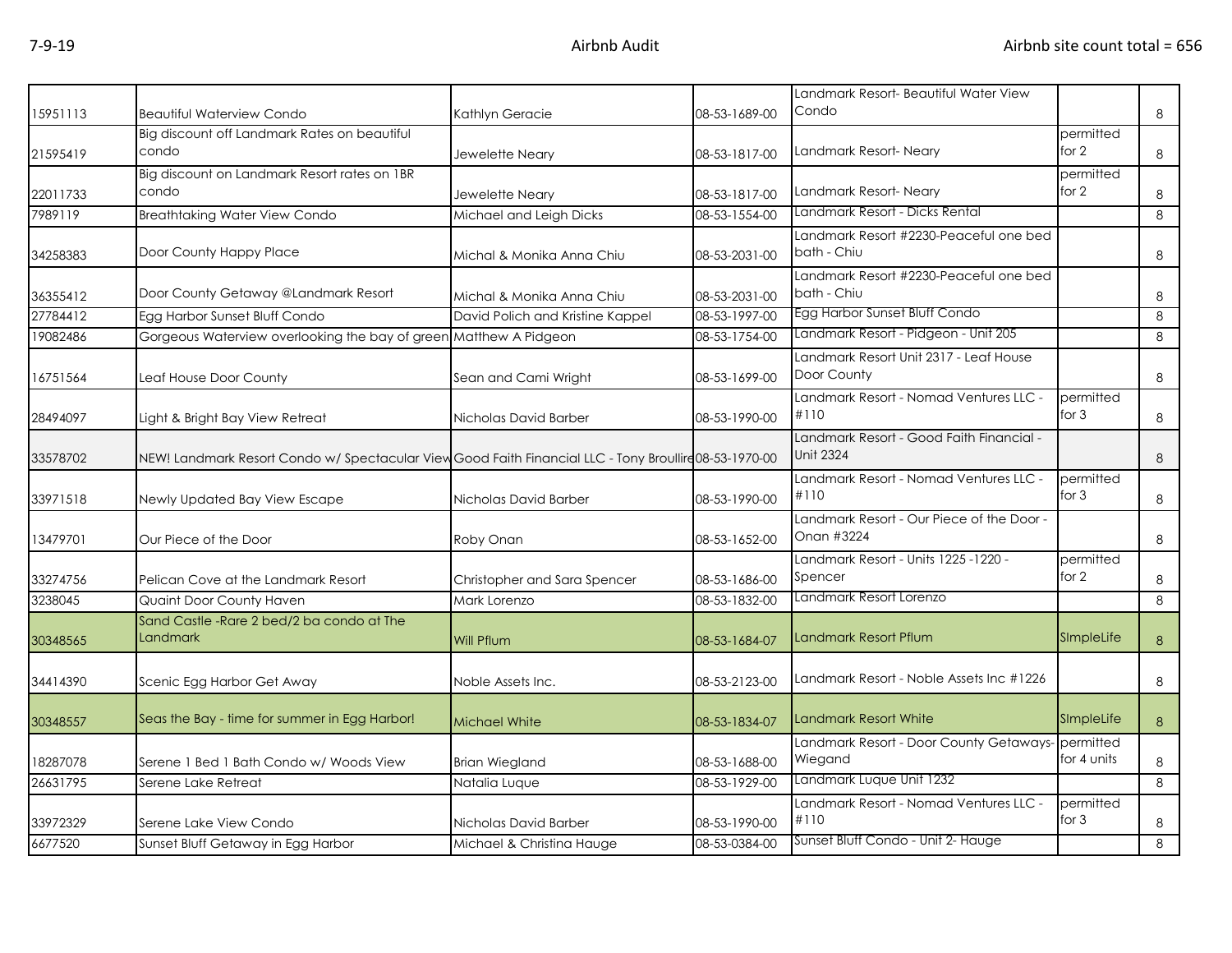| | | | | | | |
|---|---|---|---|---|---|---|
| 15951113 | Beautiful Waterview Condo | Kathlyn Geracie | 08-53-1689-00 | Landmark Resort- Beautiful Water View Condo | | 8 |
| 21595419 | Big discount off Landmark Rates on beautiful condo | Jewelette Neary | 08-53-1817-00 | Landmark Resort- Neary | permitted for 2 | 8 |
| 22011733 | Big discount on Landmark Resort rates on 1BR condo | Jewelette Neary | 08-53-1817-00 | Landmark Resort- Neary | permitted for 2 | 8 |
| 7989119 | Breathtaking Water View Condo | Michael and Leigh Dicks | 08-53-1554-00 | Landmark Resort - Dicks Rental | | 8 |
| 34258383 | Door County Happy Place | Michal & Monika Anna Chiu | 08-53-2031-00 | Landmark Resort #2230-Peaceful one bed bath - Chiu | | 8 |
| 36355412 | Door County Getaway @Landmark Resort | Michal & Monika Anna Chiu | 08-53-2031-00 | Landmark Resort #2230-Peaceful one bed bath - Chiu | | 8 |
| 27784412 | Egg Harbor Sunset Bluff Condo | David Polich and Kristine Kappel | 08-53-1997-00 | Egg Harbor Sunset Bluff Condo | | 8 |
| 19082486 | Gorgeous Waterview overlooking the bay of green | Matthew A Pidgeon | 08-53-1754-00 | Landmark Resort - Pidgeon - Unit 205 | | 8 |
| 16751564 | Leaf House Door County | Sean and Cami Wright | 08-53-1699-00 | Landmark Resort Unit 2317 - Leaf House Door County | | 8 |
| 28494097 | Light & Bright Bay View Retreat | Nicholas David Barber | 08-53-1990-00 | Landmark Resort - Nomad Ventures LLC - #110 | permitted for 3 | 8 |
| 33578702 | NEW! Landmark Resort Condo w/ Spectacular View | Good Faith Financial LLC - Tony Broullire | 08-53-1970-00 | Landmark Resort - Good Faith Financial - Unit 2324 | | 8 |
| 33971518 | Newly Updated Bay View Escape | Nicholas David Barber | 08-53-1990-00 | Landmark Resort - Nomad Ventures LLC - #110 | permitted for 3 | 8 |
| 13479701 | Our Piece of the Door | Roby Onan | 08-53-1652-00 | Landmark Resort - Our Piece of the Door - Onan #3224 | | 8 |
| 33274756 | Pelican Cove at the Landmark Resort | Christopher and Sara Spencer | 08-53-1686-00 | Landmark Resort - Units 1225 -1220 - Spencer | permitted for 2 | 8 |
| 3238045 | Quaint Door County Haven | Mark Lorenzo | 08-53-1832-00 | Landmark Resort Lorenzo | | 8 |
| 30348565 | Sand Castle -Rare 2 bed/2 ba condo at The Landmark | Will Pflum | 08-53-1684-07 | Landmark Resort Pflum | SImpleLife | 8 |
| 34414390 | Scenic Egg Harbor Get Away | Noble Assets Inc. | 08-53-2123-00 | Landmark Resort - Noble Assets Inc #1226 | | 8 |
| 30348557 | Seas the Bay - time for summer in Egg Harbor! | Michael White | 08-53-1834-07 | Landmark Resort White | SImpleLife | 8 |
| 18287078 | Serene 1 Bed 1 Bath Condo w/ Woods View | Brian Wiegland | 08-53-1688-00 | Landmark Resort - Door County Getaways- Wiegand | permitted for 4 units | 8 |
| 26631795 | Serene Lake Retreat | Natalia Luque | 08-53-1929-00 | Landmark Luque Unit 1232 | | 8 |
| 33972329 | Serene Lake View Condo | Nicholas David Barber | 08-53-1990-00 | Landmark Resort - Nomad Ventures LLC - #110 | permitted for 3 | 8 |
| 6677520 | Sunset Bluff Getaway in Egg Harbor | Michael & Christina Hauge | 08-53-0384-00 | Sunset Bluff Condo - Unit 2- Hauge | | 8 |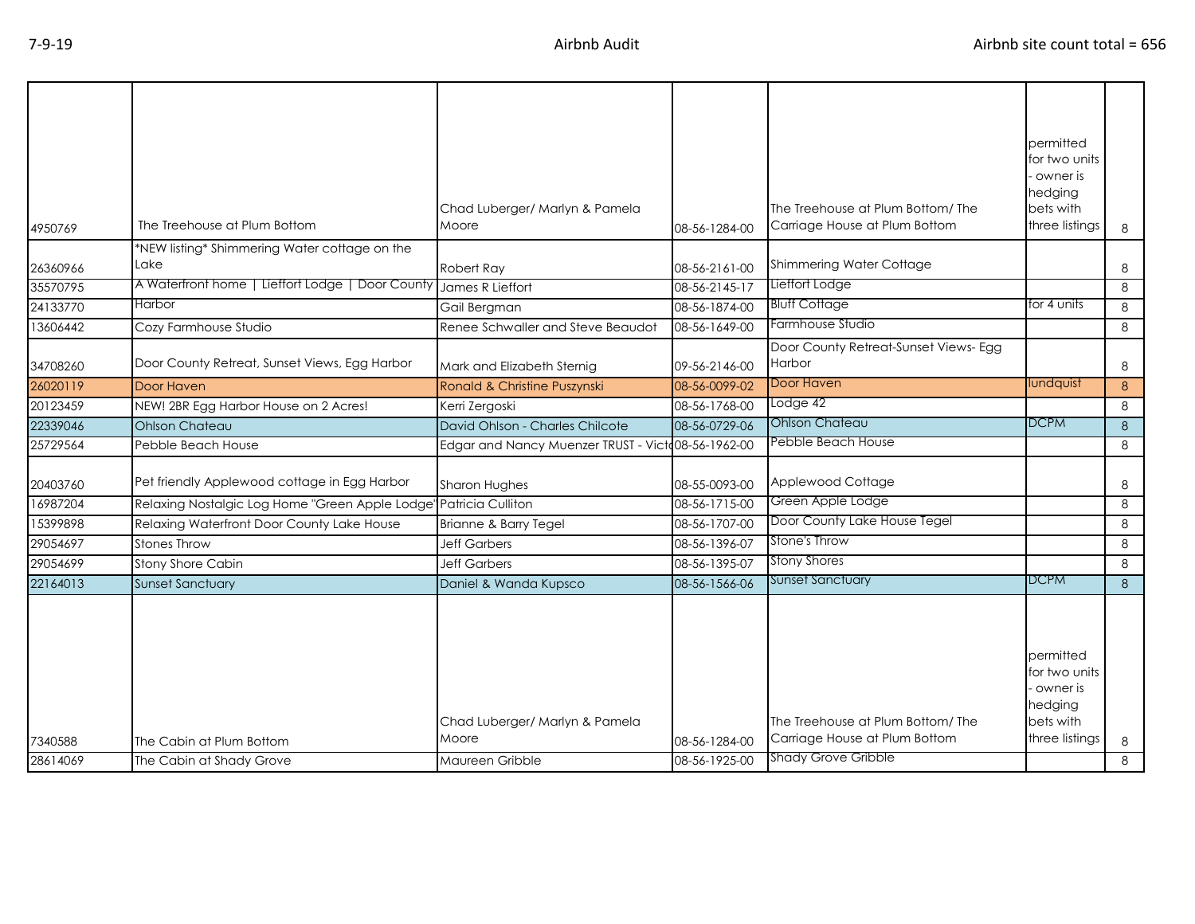| | | | | | | |
|---|---|---|---|---|---|---|
| 4950769 | The Treehouse at Plum Bottom | Chad Luberger/ Marlyn & Pamela Moore | 08-56-1284-00 | The Treehouse at Plum Bottom/ The Carriage House at Plum Bottom | permitted for two units - owner is hedging bets with three listings | 8 |
| 26360966 | *NEW listing* Shimmering Water cottage on the Lake | Robert Ray | 08-56-2161-00 | Shimmering Water Cottage | | 8 |
| 35570795 | A Waterfront home \| Lieffort Lodge \| Door County | James R Lieffort | 08-56-2145-17 | Lieffort Lodge | | 8 |
| 24133770 | Harbor | Gail Bergman | 08-56-1874-00 | Bluff Cottage | for 4 units | 8 |
| 13606442 | Cozy Farmhouse Studio | Renee Schwaller and Steve Beaudot | 08-56-1649-00 | Farmhouse Studio | | 8 |
| 34708260 | Door County Retreat, Sunset Views, Egg Harbor | Mark and Elizabeth Sternig | 09-56-2146-00 | Door County Retreat-Sunset Views- Egg Harbor | | 8 |
| 26020119 | Door Haven | Ronald & Christine Puszynski | 08-56-0099-02 | Door Haven | lundquist | 8 |
| 20123459 | NEW! 2BR Egg Harbor House on 2 Acres! | Kerri Zergoski | 08-56-1768-00 | Lodge 42 | | 8 |
| 22339046 | Ohlson Chateau | David Ohlson - Charles Chilcote | 08-56-0729-06 | Ohlson Chateau | DCPM | 8 |
| 25729564 | Pebble Beach House | Edgar and Nancy Muenzer TRUST - Victo | 08-56-1962-00 | Pebble Beach House | | 8 |
| 20403760 | Pet friendly Applewood cottage in Egg Harbor | Sharon Hughes | 08-55-0093-00 | Applewood Cottage | | 8 |
| 16987204 | Relaxing Nostalgic Log Home "Green Apple Lodge" | Patricia Culliton | 08-56-1715-00 | Green Apple Lodge | | 8 |
| 15399898 | Relaxing Waterfront Door County Lake House | Brianne & Barry Tegel | 08-56-1707-00 | Door County Lake House Tegel | | 8 |
| 29054697 | Stones Throw | Jeff Garbers | 08-56-1396-07 | Stone's Throw | | 8 |
| 29054699 | Stony Shore Cabin | Jeff Garbers | 08-56-1395-07 | Stony Shores | | 8 |
| 22164013 | Sunset Sanctuary | Daniel & Wanda Kupsco | 08-56-1566-06 | Sunset Sanctuary | DCPM | 8 |
| 7340588 | The Cabin at Plum Bottom | Chad Luberger/ Marlyn & Pamela Moore | 08-56-1284-00 | The Treehouse at Plum Bottom/ The Carriage House at Plum Bottom | permitted for two units - owner is hedging bets with three listings | 8 |
| 28614069 | The Cabin at Shady Grove | Maureen Gribble | 08-56-1925-00 | Shady Grove Gribble | | 8 |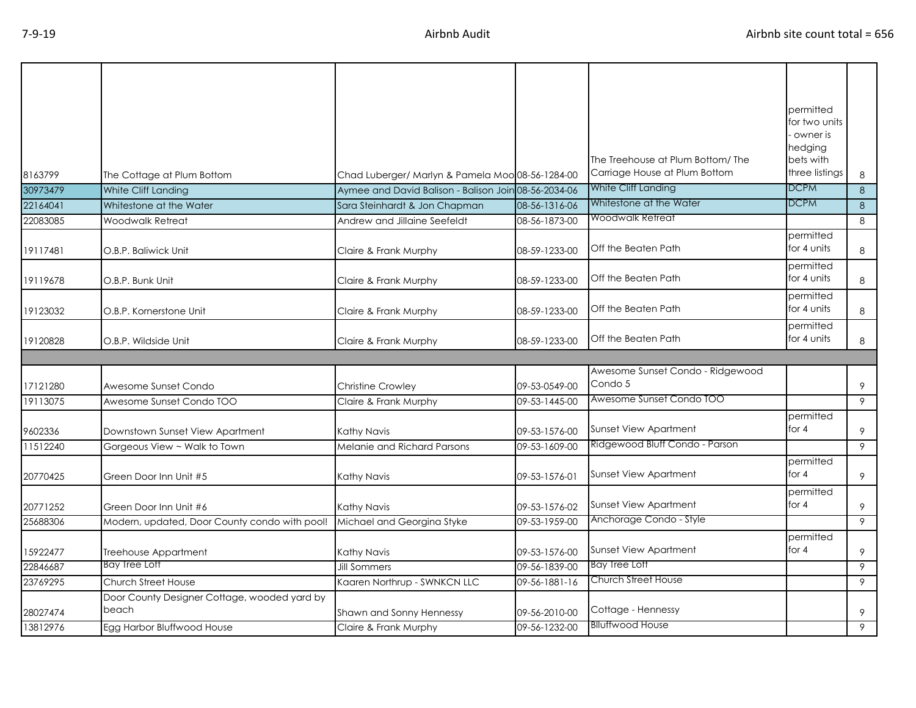| | | | | | | |
|---|---|---|---|---|---|---|
| 8163799 | The Cottage at Plum Bottom | Chad Luberger/ Marlyn & Pamela Moo | 08-56-1284-00 | The Treehouse at Plum Bottom/ The Carriage House at Plum Bottom | permitted for two units - owner is hedging bets with three listings | 8 |
| 30973479 | White Cliff Landing | Aymee and David Balison - Balison Join | 08-56-2034-06 | White Cliff Landing | DCPM | 8 |
| 22164041 | Whitestone at the Water | Sara Steinhardt & Jon Chapman | 08-56-1316-06 | Whitestone at the Water | DCPM | 8 |
| 22083085 | Woodwalk Retreat | Andrew and Jillaine Seefeldt | 08-56-1873-00 | Woodwalk Retreat | | 8 |
| 19117481 | O.B.P. Baliwick Unit | Claire & Frank Murphy | 08-59-1233-00 | Off the Beaten Path | permitted for 4 units | 8 |
| 19119678 | O.B.P. Bunk Unit | Claire & Frank Murphy | 08-59-1233-00 | Off the Beaten Path | permitted for 4 units | 8 |
| 19123032 | O.B.P. Kornerstone Unit | Claire & Frank Murphy | 08-59-1233-00 | Off the Beaten Path | permitted for 4 units | 8 |
| 19120828 | O.B.P. Wildside Unit | Claire & Frank Murphy | 08-59-1233-00 | Off the Beaten Path | permitted for 4 units | 8 |
| | | | | | | |
| 17121280 | Awesome Sunset Condo | Christine Crowley | 09-53-0549-00 | Awesome Sunset Condo - Ridgewood Condo 5 | | 9 |
| 19113075 | Awesome Sunset Condo TOO | Claire & Frank Murphy | 09-53-1445-00 | Awesome Sunset Condo TOO | | 9 |
| 9602336 | Downtown Sunset View Apartment | Kathy Navis | 09-53-1576-00 | Sunset View Apartment | permitted for 4 | 9 |
| 11512240 | Gorgeous View ~ Walk to Town | Melanie and Richard Parsons | 09-53-1609-00 | Ridgewood Bluff Condo - Parson | | 9 |
| 20770425 | Green Door Inn Unit #5 | Kathy Navis | 09-53-1576-01 | Sunset View Apartment | permitted for 4 | 9 |
| 20771252 | Green Door Inn Unit #6 | Kathy Navis | 09-53-1576-02 | Sunset View Apartment | permitted for 4 | 9 |
| 25688306 | Modern, updated, Door County condo with pool! | Michael and Georgina Styke | 09-53-1959-00 | Anchorage Condo - Style | | 9 |
| 15922477 | Treehouse Appartment | Kathy Navis | 09-53-1576-00 | Sunset View Apartment | permitted for 4 | 9 |
| 22846687 | Bay Tree Loft | Jill Sommers | 09-56-1839-00 | Bay Tree Loft | | 9 |
| 23769295 | Church Street House | Kaaren Northrup - SWNKCN LLC | 09-56-1881-16 | Church Street House | | 9 |
| 28027474 | Door County Designer Cottage, wooded yard by beach | Shawn and Sonny Hennessy | 09-56-2010-00 | Cottage - Hennessy | | 9 |
| 13812976 | Egg Harbor Bluffwood House | Claire & Frank Murphy | 09-56-1232-00 | Blluffwood House | | 9 |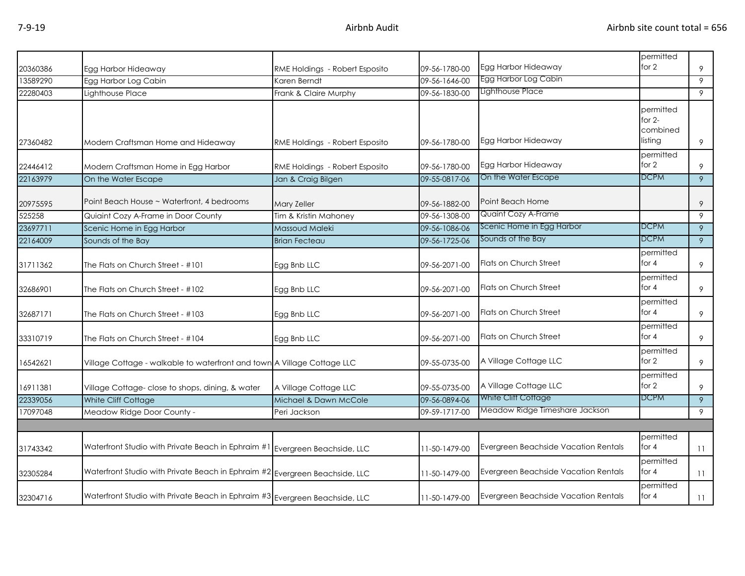| | | | | | | |
|---|---|---|---|---|---|---|
| 20360386 | Egg Harbor Hideaway | RME Holdings - Robert Esposito | 09-56-1780-00 | Egg Harbor Hideaway | permitted for 2 | 9 |
| 13589290 | Egg Harbor Log Cabin | Karen Berndt | 09-56-1646-00 | Egg Harbor Log Cabin | | 9 |
| 22280403 | Lighthouse Place | Frank & Claire Murphy | 09-56-1830-00 | Lighthouse Place | | 9 |
| 27360482 | Modern Craftsman Home and Hideaway | RME Holdings - Robert Esposito | 09-56-1780-00 | Egg Harbor Hideaway | permitted for 2- combined listing | 9 |
| 22446412 | Modern Craftsman Home in Egg Harbor | RME Holdings - Robert Esposito | 09-56-1780-00 | Egg Harbor Hideaway | permitted for 2 | 9 |
| 22163979 | On the Water Escape | Jan & Craig Bilgen | 09-55-0817-06 | On the Water Escape | DCPM | 9 |
| 20975595 | Point Beach House ~ Waterfront, 4 bedrooms | Mary Zeller | 09-56-1882-00 | Point Beach Home | | 9 |
| 525258 | Quiaint Cozy A-Frame in Door County | Tim & Kristin Mahoney | 09-56-1308-00 | Quaint Cozy A-Frame | | 9 |
| 23697711 | Scenic Home in Egg Harbor | Massoud Maleki | 09-56-1086-06 | Scenic Home in Egg Harbor | DCPM | 9 |
| 22164009 | Sounds of the Bay | Brian Fecteau | 09-56-1725-06 | Sounds of the Bay | DCPM | 9 |
| 31711362 | The Flats on Church Street - #101 | Egg Bnb LLC | 09-56-2071-00 | Flats on Church Street | permitted for 4 | 9 |
| 32686901 | The Flats on Church Street - #102 | Egg Bnb LLC | 09-56-2071-00 | Flats on Church Street | permitted for 4 | 9 |
| 32687171 | The Flats on Church Street - #103 | Egg Bnb LLC | 09-56-2071-00 | Flats on Church Street | permitted for 4 | 9 |
| 33310719 | The Flats on Church Street - #104 | Egg Bnb LLC | 09-56-2071-00 | Flats on Church Street | permitted for 4 | 9 |
| 16542621 | Village Cottage - walkable to waterfront and town | A Village Cottage LLC | 09-55-0735-00 | A Village Cottage LLC | permitted for 2 | 9 |
| 16911381 | Village Cottage- close to shops, dining, & water | A Village Cottage LLC | 09-55-0735-00 | A Village Cottage LLC | permitted for 2 | 9 |
| 22339056 | White Cliff Cottage | Michael & Dawn McCole | 09-56-0894-06 | White Cliff Cottage | DCPM | 9 |
| 17097048 | Meadow Ridge Door County - | Peri Jackson | 09-59-1717-00 | Meadow Ridge Timeshare Jackson | | 9 |
| | | | | | | |
| 31743342 | Waterfront Studio with Private Beach in Ephraim #1 | Evergreen Beachside, LLC | 11-50-1479-00 | Evergreen Beachside Vacation Rentals | permitted for 4 | 11 |
| 32305284 | Waterfront Studio with Private Beach in Ephraim #2 | Evergreen Beachside, LLC | 11-50-1479-00 | Evergreen Beachside Vacation Rentals | permitted for 4 | 11 |
| 32304716 | Waterfront Studio with Private Beach in Ephraim #3 | Evergreen Beachside, LLC | 11-50-1479-00 | Evergreen Beachside Vacation Rentals | permitted for 4 | 11 |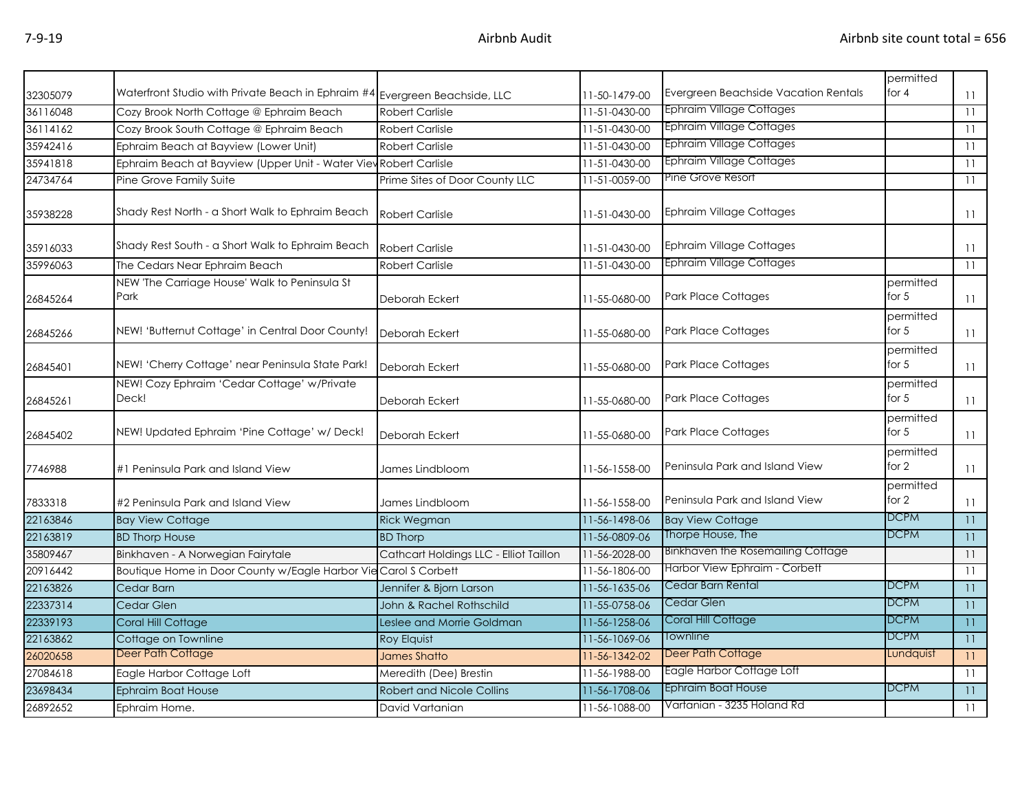7-9-19 Airbnb Audit Airbnb site count total = 656

| | | | | | | |
|---|---|---|---|---|---|---|
| 32305079 | Waterfront Studio with Private Beach in Ephraim #4 | Evergreen Beachside, LLC | 11-50-1479-00 | Evergreen Beachside Vacation Rentals | permitted for 4 | 11 |
| 36116048 | Cozy Brook North Cottage @ Ephraim Beach | Robert Carlisle | 11-51-0430-00 | Ephraim Village Cottages | | 11 |
| 36114162 | Cozy Brook South Cottage @ Ephraim Beach | Robert Carlisle | 11-51-0430-00 | Ephraim Village Cottages | | 11 |
| 35942416 | Ephraim Beach at Bayview (Lower Unit) | Robert Carlisle | 11-51-0430-00 | Ephraim Village Cottages | | 11 |
| 35941818 | Ephraim Beach at Bayview (Upper Unit - Water View | Robert Carlisle | 11-51-0430-00 | Ephraim Village Cottages | | 11 |
| 24734764 | Pine Grove Family Suite | Prime Sites of Door County LLC | 11-51-0059-00 | Pine Grove Resort | | 11 |
| 35938228 | Shady Rest North - a Short Walk to Ephraim Beach | Robert Carlisle | 11-51-0430-00 | Ephraim Village Cottages | | 11 |
| 35916033 | Shady Rest South - a Short Walk to Ephraim Beach | Robert Carlisle | 11-51-0430-00 | Ephraim Village Cottages | | 11 |
| 35996063 | The Cedars Near Ephraim Beach | Robert Carlisle | 11-51-0430-00 | Ephraim Village Cottages | | 11 |
| 26845264 | NEW 'The Carriage House' Walk to Peninsula St Park | Deborah Eckert | 11-55-0680-00 | Park Place Cottages | permitted for 5 | 11 |
| 26845266 | NEW! 'Butternut Cottage' in Central Door County! | Deborah Eckert | 11-55-0680-00 | Park Place Cottages | permitted for 5 | 11 |
| 26845401 | NEW! 'Cherry Cottage' near Peninsula State Park! | Deborah Eckert | 11-55-0680-00 | Park Place Cottages | permitted for 5 | 11 |
| 26845261 | NEW! Cozy Ephraim 'Cedar Cottage' w/Private Deck! | Deborah Eckert | 11-55-0680-00 | Park Place Cottages | permitted for 5 | 11 |
| 26845402 | NEW! Updated Ephraim 'Pine Cottage' w/ Deck! | Deborah Eckert | 11-55-0680-00 | Park Place Cottages | permitted for 5 | 11 |
| 7746988 | #1 Peninsula Park and Island View | James Lindbloom | 11-56-1558-00 | Peninsula Park and Island View | permitted for 2 | 11 |
| 7833318 | #2 Peninsula Park and Island View | James Lindbloom | 11-56-1558-00 | Peninsula Park and Island View | permitted for 2 | 11 |
| 22163846 | Bay View Cottage | Rick Wegman | 11-56-1498-06 | Bay View Cottage | DCPM | 11 |
| 22163819 | BD Thorp House | BD Thorp | 11-56-0809-06 | Thorpe House, The | DCPM | 11 |
| 35809467 | Binkhaven - A Norwegian Fairytale | Cathcart Holdings LLC - Elliot Taillon | 11-56-2028-00 | Binkhaven the Rosemailing Cottage | | 11 |
| 20916442 | Boutique Home in Door County w/Eagle Harbor Vie | Carol S Corbett | 11-56-1806-00 | Harbor View Ephraim - Corbett | | 11 |
| 22163826 | Cedar Barn | Jennifer & Bjorn Larson | 11-56-1635-06 | Cedar Barn Rental | DCPM | 11 |
| 22337314 | Cedar Glen | John & Rachel Rothschild | 11-55-0758-06 | Cedar Glen | DCPM | 11 |
| 22339193 | Coral Hill Cottage | Leslee and Morrie Goldman | 11-56-1258-06 | Coral Hill Cottage | DCPM | 11 |
| 22163862 | Cottage on Townline | Roy Elquist | 11-56-1069-06 | Townline | DCPM | 11 |
| 26020658 | Deer Path Cottage | James Shatto | 11-56-1342-02 | Deer Path Cottage | Lundquist | 11 |
| 27084618 | Eagle Harbor Cottage Loft | Meredith (Dee) Brestin | 11-56-1988-00 | Eagle Harbor Cottage Loft | | 11 |
| 23698434 | Ephraim Boat House | Robert and Nicole Collins | 11-56-1708-06 | Ephraim Boat House | DCPM | 11 |
| 26892652 | Ephraim Home. | David Vartanian | 11-56-1088-00 | Vartanian - 3235 Holand Rd | | 11 |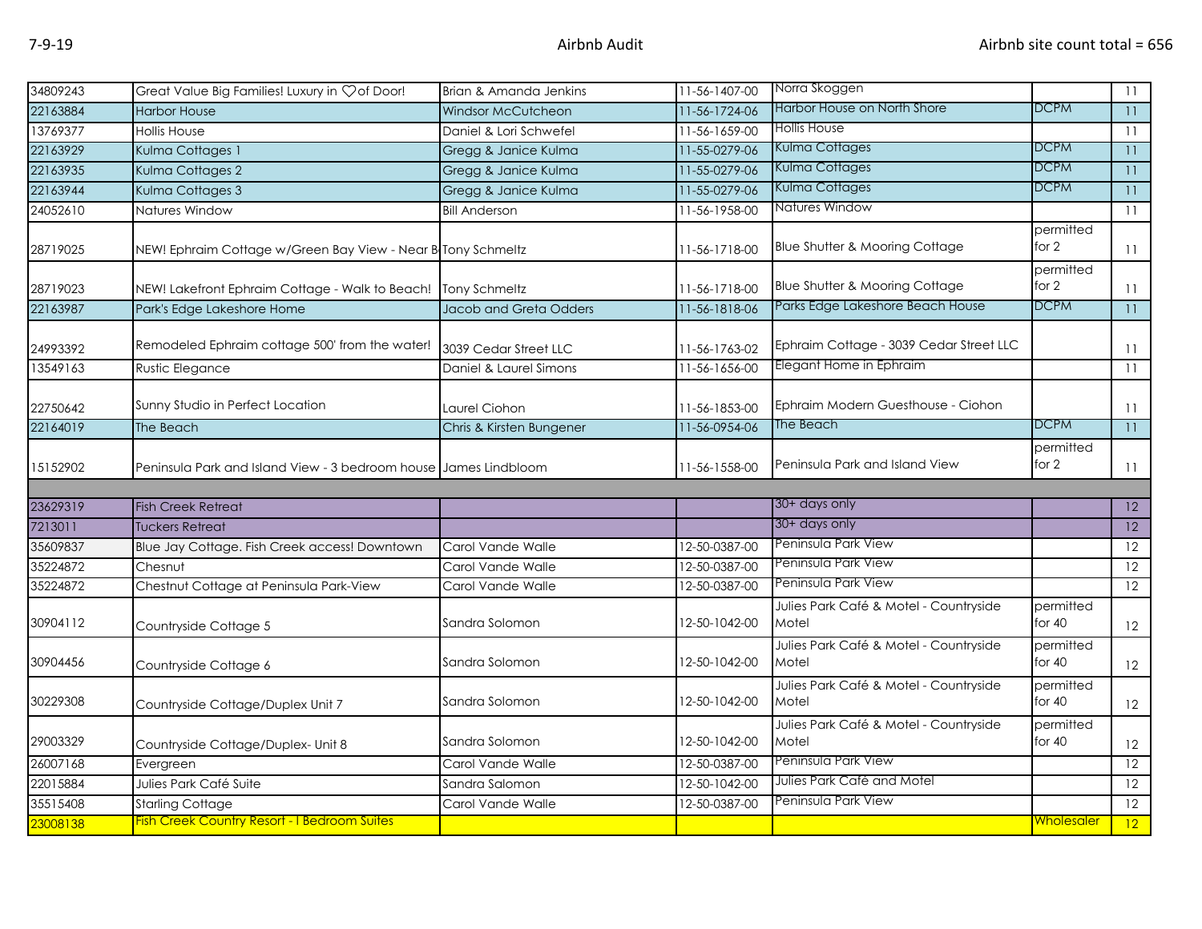| | | | | | | |
|---|---|---|---|---|---|---|
| 34809243 | Great Value Big Families! Luxury in ♡of Door! | Brian & Amanda Jenkins | 11-56-1407-00 | Norra Skoggen | | 11 |
| 22163884 | Harbor House | Windsor McCutcheon | 11-56-1724-06 | Harbor House on North Shore | DCPM | 11 |
| 13769377 | Hollis House | Daniel & Lori Schwefel | 11-56-1659-00 | Hollis House | | 11 |
| 22163929 | Kulma Cottages 1 | Gregg & Janice Kulma | 11-55-0279-06 | Kulma Cottages | DCPM | 11 |
| 22163935 | Kulma Cottages 2 | Gregg & Janice Kulma | 11-55-0279-06 | Kulma Cottages | DCPM | 11 |
| 22163944 | Kulma Cottages 3 | Gregg & Janice Kulma | 11-55-0279-06 | Kulma Cottages | DCPM | 11 |
| 24052610 | Natures Window | Bill Anderson | 11-56-1958-00 | Natures Window | | 11 |
| 28719025 | NEW! Ephraim Cottage w/Green Bay View - Near B | Tony Schmeltz | 11-56-1718-00 | Blue Shutter & Mooring Cottage | permitted for 2 | 11 |
| 28719023 | NEW! Lakefront Ephraim Cottage - Walk to Beach! | Tony Schmeltz | 11-56-1718-00 | Blue Shutter & Mooring Cottage | permitted for 2 | 11 |
| 22163987 | Park's Edge Lakeshore Home | Jacob and Greta Odders | 11-56-1818-06 | Parks Edge Lakeshore Beach House | DCPM | 11 |
| 24993392 | Remodeled Ephraim cottage 500' from the water! | 3039 Cedar Street LLC | 11-56-1763-02 | Ephraim Cottage - 3039 Cedar Street LLC | | 11 |
| 13549163 | Rustic Elegance | Daniel & Laurel Simons | 11-56-1656-00 | Elegant Home in Ephraim | | 11 |
| 22750642 | Sunny Studio in Perfect Location | Laurel Ciohon | 11-56-1853-00 | Ephraim Modern Guesthouse - Ciohon | | 11 |
| 22164019 | The Beach | Chris & Kirsten Bungener | 11-56-0954-06 | The Beach | DCPM | 11 |
| 15152902 | Peninsula Park and Island View - 3 bedroom house | James Lindbloom | 11-56-1558-00 | Peninsula Park and Island View | permitted for 2 | 11 |
| | | | | | | |
| 23629319 | Fish Creek Retreat | | | 30+ days only | | 12 |
| 7213011 | Tuckers Retreat | | | 30+ days only | | 12 |
| 35609837 | Blue Jay Cottage. Fish Creek access! Downtown | Carol Vande Walle | 12-50-0387-00 | Peninsula Park View | | 12 |
| 35224872 | Chesnut | Carol Vande Walle | 12-50-0387-00 | Peninsula Park View | | 12 |
| 35224872 | Chestnut Cottage at Peninsula Park-View | Carol Vande Walle | 12-50-0387-00 | Peninsula Park View | | 12 |
| 30904112 | Countryside Cottage 5 | Sandra Solomon | 12-50-1042-00 | Julies Park Café & Motel - Countryside Motel | permitted for 40 | 12 |
| 30904456 | Countryside Cottage 6 | Sandra Solomon | 12-50-1042-00 | Julies Park Café & Motel - Countryside Motel | permitted for 40 | 12 |
| 30229308 | Countryside Cottage/Duplex Unit 7 | Sandra Solomon | 12-50-1042-00 | Julies Park Café & Motel - Countryside Motel | permitted for 40 | 12 |
| 29003329 | Countryside Cottage/Duplex- Unit 8 | Sandra Solomon | 12-50-1042-00 | Julies Park Café & Motel - Countryside Motel | permitted for 40 | 12 |
| 26007168 | Evergreen | Carol Vande Walle | 12-50-0387-00 | Peninsula Park View | | 12 |
| 22015884 | Julies Park Café Suite | Sandra Salomon | 12-50-1042-00 | Julies Park Café and Motel | | 12 |
| 35515408 | Starling Cottage | Carol Vande Walle | 12-50-0387-00 | Peninsula Park View | | 12 |
| 23008138 | Fish Creek Country Resort - I Bedroom Suites | | | | Wholesaler | 12 |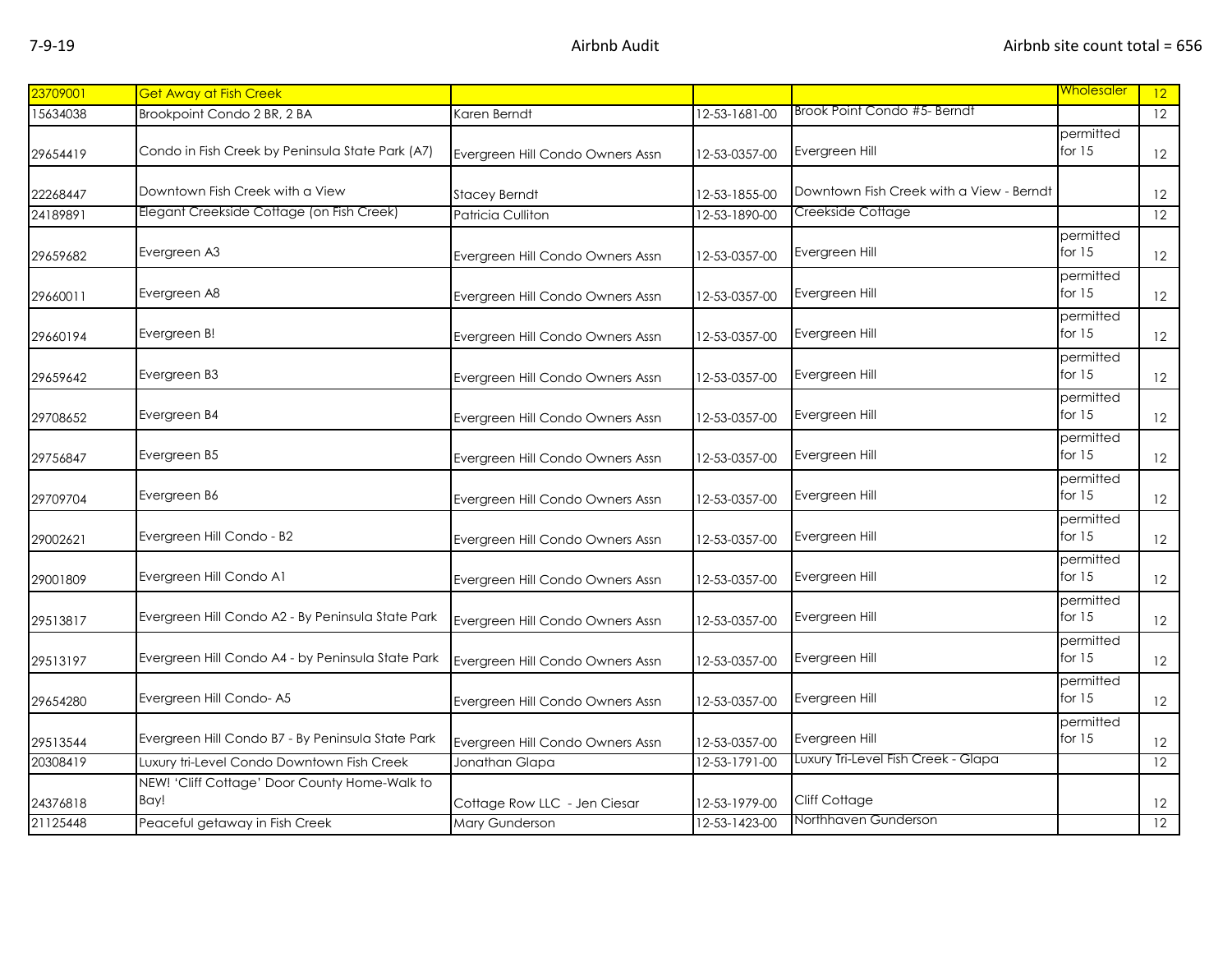7-9-19 Airbnb Audit Airbnb site count total = 656

| | | | | | | |
|---|---|---|---|---|---|---|
| 23709001 | Get Away at Fish Creek | | | | Wholesaler | 12 |
| 15634038 | Brookpoint Condo 2 BR, 2 BA | Karen Berndt | 12-53-1681-00 | Brook Point Condo #5- Berndt | | 12 |
| 29654419 | Condo in Fish Creek by Peninsula State Park (A7) | Evergreen Hill Condo Owners Assn | 12-53-0357-00 | Evergreen Hill | permitted for 15 | 12 |
| 22268447 | Downtown Fish Creek with a View | Stacey Berndt | 12-53-1855-00 | Downtown Fish Creek with a View - Berndt | | 12 |
| 24189891 | Elegant Creekside Cottage (on Fish Creek) | Patricia Culliton | 12-53-1890-00 | Creekside Cottage | | 12 |
| 29659682 | Evergreen A3 | Evergreen Hill Condo Owners Assn | 12-53-0357-00 | Evergreen Hill | permitted for 15 | 12 |
| 29660011 | Evergreen A8 | Evergreen Hill Condo Owners Assn | 12-53-0357-00 | Evergreen Hill | permitted for 15 | 12 |
| 29660194 | Evergreen B! | Evergreen Hill Condo Owners Assn | 12-53-0357-00 | Evergreen Hill | permitted for 15 | 12 |
| 29659642 | Evergreen B3 | Evergreen Hill Condo Owners Assn | 12-53-0357-00 | Evergreen Hill | permitted for 15 | 12 |
| 29708652 | Evergreen B4 | Evergreen Hill Condo Owners Assn | 12-53-0357-00 | Evergreen Hill | permitted for 15 | 12 |
| 29756847 | Evergreen B5 | Evergreen Hill Condo Owners Assn | 12-53-0357-00 | Evergreen Hill | permitted for 15 | 12 |
| 29709704 | Evergreen B6 | Evergreen Hill Condo Owners Assn | 12-53-0357-00 | Evergreen Hill | permitted for 15 | 12 |
| 29002621 | Evergreen Hill Condo - B2 | Evergreen Hill Condo Owners Assn | 12-53-0357-00 | Evergreen Hill | permitted for 15 | 12 |
| 29001809 | Evergreen Hill Condo A1 | Evergreen Hill Condo Owners Assn | 12-53-0357-00 | Evergreen Hill | permitted for 15 | 12 |
| 29513817 | Evergreen Hill Condo A2 - By Peninsula State Park | Evergreen Hill Condo Owners Assn | 12-53-0357-00 | Evergreen Hill | permitted for 15 | 12 |
| 29513197 | Evergreen Hill Condo A4 - by Peninsula State Park | Evergreen Hill Condo Owners Assn | 12-53-0357-00 | Evergreen Hill | permitted for 15 | 12 |
| 29654280 | Evergreen Hill Condo- A5 | Evergreen Hill Condo Owners Assn | 12-53-0357-00 | Evergreen Hill | permitted for 15 | 12 |
| 29513544 | Evergreen Hill Condo B7 - By Peninsula State Park | Evergreen Hill Condo Owners Assn | 12-53-0357-00 | Evergreen Hill | permitted for 15 | 12 |
| 20308419 | Luxury tri-Level Condo Downtown Fish Creek | Jonathan Glapa | 12-53-1791-00 | Luxury Tri-Level Fish Creek - Glapa | | 12 |
| 24376818 | NEW! 'Cliff Cottage' Door County Home-Walk to Bay! | Cottage Row LLC - Jen Ciesar | 12-53-1979-00 | Cliff Cottage | | 12 |
| 21125448 | Peaceful getaway in Fish Creek | Mary Gunderson | 12-53-1423-00 | Northhaven Gunderson | | 12 |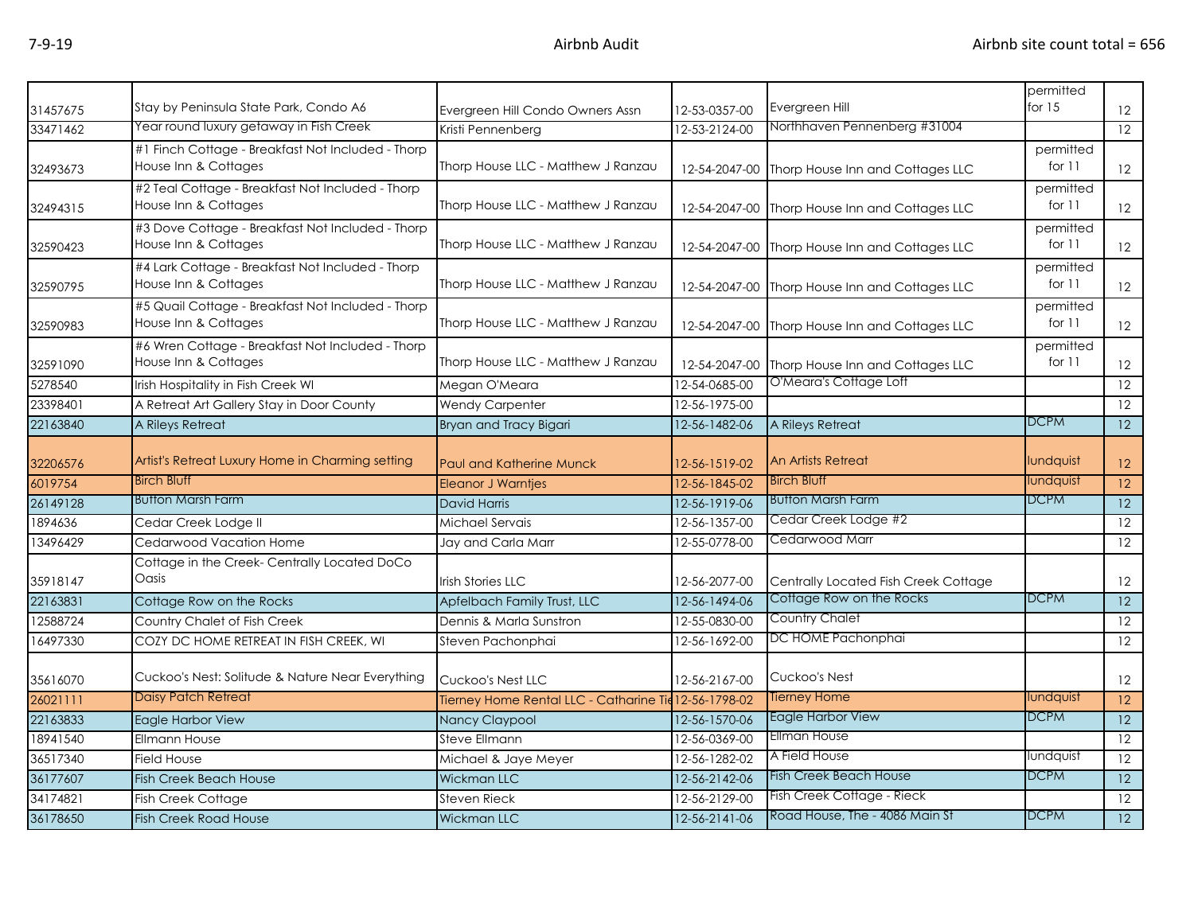| | | | | | | |
|---|---|---|---|---|---|---|
| 31457675 | Stay by Peninsula State Park, Condo A6 | Evergreen Hill Condo Owners Assn | 12-53-0357-00 | Evergreen Hill | permitted for 15 | 12 |
| 33471462 | Year round luxury getaway in Fish Creek | Kristi Pennenberg | 12-53-2124-00 | Northhaven Pennenberg #31004 | | 12 |
| 32493673 | #1 Finch Cottage - Breakfast Not Included - Thorp House Inn & Cottages | Thorp House LLC - Matthew J Ranzau | 12-54-2047-00 | Thorp House Inn and Cottages LLC | permitted for 11 | 12 |
| 32494315 | #2 Teal Cottage - Breakfast Not Included - Thorp House Inn & Cottages | Thorp House LLC - Matthew J Ranzau | 12-54-2047-00 | Thorp House Inn and Cottages LLC | permitted for 11 | 12 |
| 32590423 | #3 Dove Cottage - Breakfast Not Included - Thorp House Inn & Cottages | Thorp House LLC - Matthew J Ranzau | 12-54-2047-00 | Thorp House Inn and Cottages LLC | permitted for 11 | 12 |
| 32590795 | #4 Lark Cottage - Breakfast Not Included - Thorp House Inn & Cottages | Thorp House LLC - Matthew J Ranzau | 12-54-2047-00 | Thorp House Inn and Cottages LLC | permitted for 11 | 12 |
| 32590983 | #5 Quail Cottage - Breakfast Not Included - Thorp House Inn & Cottages | Thorp House LLC - Matthew J Ranzau | 12-54-2047-00 | Thorp House Inn and Cottages LLC | permitted for 11 | 12 |
| 32591090 | #6 Wren Cottage - Breakfast Not Included - Thorp House Inn & Cottages | Thorp House LLC - Matthew J Ranzau | 12-54-2047-00 | Thorp House Inn and Cottages LLC | permitted for 11 | 12 |
| 5278540 | Irish Hospitality in Fish Creek WI | Megan O'Meara | 12-54-0685-00 | O'Meara's Cottage Loft | | 12 |
| 23398401 | A Retreat Art Gallery Stay in Door County | Wendy Carpenter | 12-56-1975-00 | | | 12 |
| 22163840 | A Rileys Retreat | Bryan and Tracy Bigari | 12-56-1482-06 | A Rileys Retreat | DCPM | 12 |
| 32206576 | Artist's Retreat Luxury Home in Charming setting | Paul and Katherine Munck | 12-56-1519-02 | An Artists Retreat | lundquist | 12 |
| 6019754 | Birch Bluff | Eleanor J Warntjes | 12-56-1845-02 | Birch Bluff | lundquist | 12 |
| 26149128 | Button Marsh Farm | David Harris | 12-56-1919-06 | Button Marsh Farm | DCPM | 12 |
| 1894636 | Cedar Creek Lodge II | Michael Servais | 12-56-1357-00 | Cedar Creek Lodge #2 | | 12 |
| 13496429 | Cedarwood Vacation Home | Jay and Carla Marr | 12-55-0778-00 | Cedarwood Marr | | 12 |
| 35918147 | Cottage in the Creek- Centrally Located DoCo Oasis | Irish Stories LLC | 12-56-2077-00 | Centrally Located Fish Creek Cottage | | 12 |
| 22163831 | Cottage Row on the Rocks | Apfelbach Family Trust, LLC | 12-56-1494-06 | Cottage Row on the Rocks | DCPM | 12 |
| 12588724 | Country Chalet of Fish Creek | Dennis & Marla Sunstron | 12-55-0830-00 | Country Chalet | | 12 |
| 16497330 | COZY DC HOME RETREAT IN FISH CREEK, WI | Steven Pachonphai | 12-56-1692-00 | DC HOME Pachonphai | | 12 |
| 35616070 | Cuckoo's Nest: Solitude & Nature Near Everything | Cuckoo's Nest LLC | 12-56-2167-00 | Cuckoo's Nest | | 12 |
| 26021111 | Daisy Patch Retreat | Tierney Home Rental LLC - Catharine Tie | 12-56-1798-02 | Tierney Home | lundquist | 12 |
| 22163833 | Eagle Harbor View | Nancy Claypool | 12-56-1570-06 | Eagle Harbor View | DCPM | 12 |
| 18941540 | Ellmann House | Steve Ellmann | 12-56-0369-00 | Ellman House | | 12 |
| 36517340 | Field House | Michael & Jaye Meyer | 12-56-1282-02 | A Field House | lundquist | 12 |
| 36177607 | Fish Creek Beach House | Wickman LLC | 12-56-2142-06 | Fish Creek Beach House | DCPM | 12 |
| 34174821 | Fish Creek Cottage | Steven Rieck | 12-56-2129-00 | Fish Creek Cottage - Rieck | | 12 |
| 36178650 | Fish Creek Road House | Wickman LLC | 12-56-2141-06 | Road House, The - 4086 Main St | DCPM | 12 |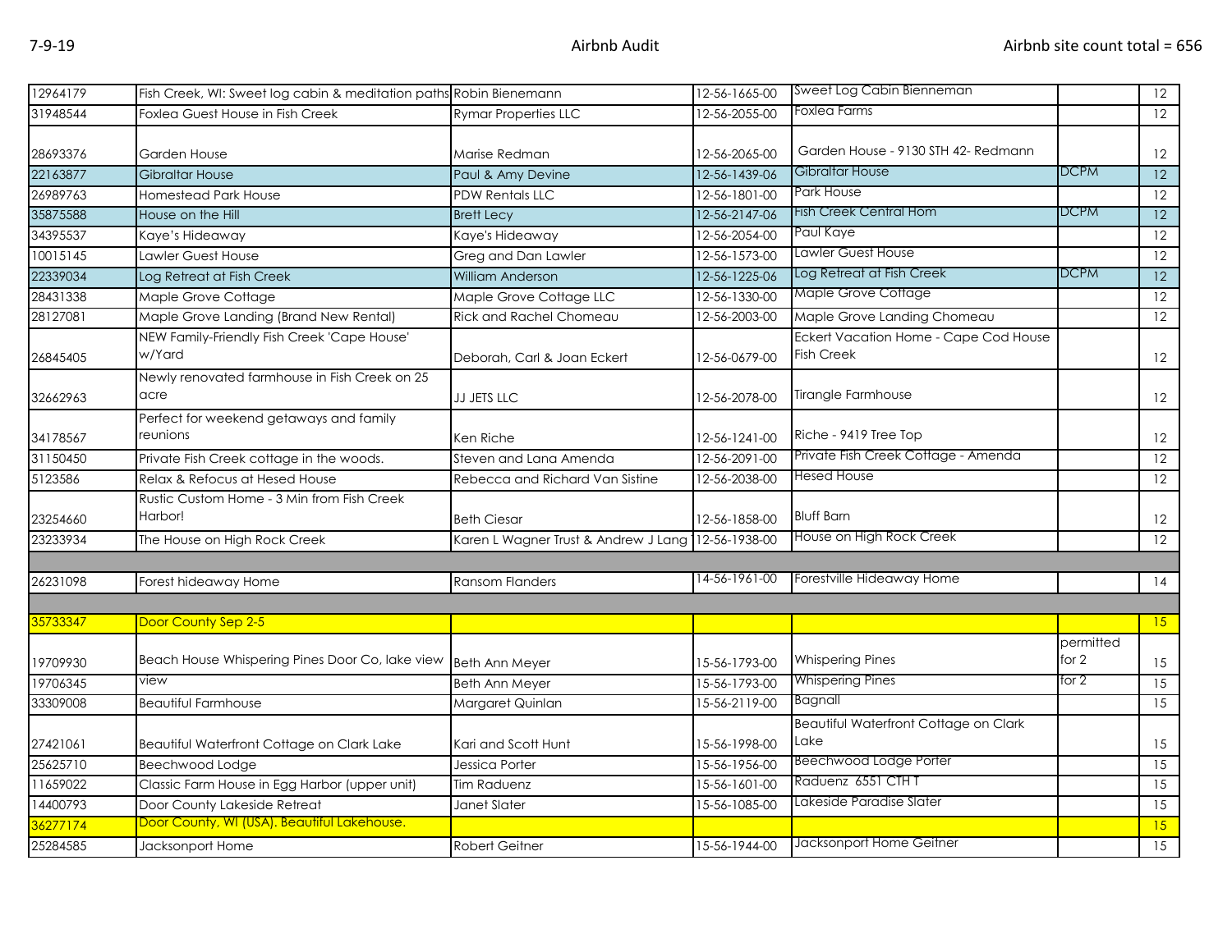| | | | | | | |
|---|---|---|---|---|---|---|
| 12964179 | Fish Creek, WI: Sweet log cabin & meditation paths | Robin Bienemann | 12-56-1665-00 | Sweet Log Cabin Bienneman | | 12 |
| 31948544 | Foxlea Guest House in Fish Creek | Rymar Properties LLC | 12-56-2055-00 | Foxlea Farms | | 12 |
| 28693376 | Garden House | Marise Redman | 12-56-2065-00 | Garden House - 9130 STH 42- Redmann | | 12 |
| 22163877 | Gibraltar House | Paul & Amy Devine | 12-56-1439-06 | Gibraltar House | DCPM | 12 |
| 26989763 | Homestead Park House | PDW Rentals LLC | 12-56-1801-00 | Park House | | 12 |
| 35875588 | House on the Hill | Brett Lecy | 12-56-2147-06 | Fish Creek Central Hom | DCPM | 12 |
| 34395537 | Kaye's Hideaway | Kaye's Hideaway | 12-56-2054-00 | Paul Kaye | | 12 |
| 10015145 | Lawler Guest House | Greg and Dan Lawler | 12-56-1573-00 | Lawler Guest House | | 12 |
| 22339034 | Log Retreat at Fish Creek | William Anderson | 12-56-1225-06 | Log Retreat at Fish Creek | DCPM | 12 |
| 28431338 | Maple Grove Cottage | Maple Grove Cottage LLC | 12-56-1330-00 | Maple Grove Cottage | | 12 |
| 28127081 | Maple Grove Landing (Brand New Rental) | Rick and Rachel Chomeau | 12-56-2003-00 | Maple Grove Landing Chomeau | | 12 |
| 26845405 | NEW Family-Friendly Fish Creek 'Cape House' w/Yard | Deborah, Carl & Joan Eckert | 12-56-0679-00 | Eckert Vacation Home - Cape Cod House Fish Creek | | 12 |
| 32662963 | Newly renovated farmhouse in Fish Creek on 25 acre | JJ JETS LLC | 12-56-2078-00 | Tirangle Farmhouse | | 12 |
| 34178567 | Perfect for weekend getaways and family reunions | Ken Riche | 12-56-1241-00 | Riche - 9419 Tree Top | | 12 |
| 31150450 | Private Fish Creek cottage in the woods. | Steven and Lana Amenda | 12-56-2091-00 | Private Fish Creek Cottage - Amenda | | 12 |
| 5123586 | Relax & Refocus at Hesed House | Rebecca and Richard Van Sistine | 12-56-2038-00 | Hesed House | | 12 |
| 23254660 | Rustic Custom Home - 3 Min from Fish Creek Harbor! | Beth Ciesar | 12-56-1858-00 | Bluff Barn | | 12 |
| 23233934 | The House on High Rock Creek | Karen L Wagner Trust & Andrew J Lang | 12-56-1938-00 | House on High Rock Creek | | 12 |
| | | | | | | |
| 26231098 | Forest hideaway Home | Ransom Flanders | 14-56-1961-00 | Forestville Hideaway Home | | 14 |
| | | | | | | |
| 35733347 | Door County Sep 2-5 | | | | | 15 |
| 19709930 | Beach House Whispering Pines Door Co, lake view | Beth Ann Meyer | 15-56-1793-00 | Whispering Pines | permitted for 2 | 15 |
| 19706345 | view | Beth Ann Meyer | 15-56-1793-00 | Whispering Pines | for 2 | 15 |
| 33309008 | Beautiful Farmhouse | Margaret Quinlan | 15-56-2119-00 | Bagnall | | 15 |
| 27421061 | Beautiful Waterfront Cottage on Clark Lake | Kari and Scott Hunt | 15-56-1998-00 | Beautiful Waterfront Cottage on Clark Lake | | 15 |
| 25625710 | Beechwood Lodge | Jessica Porter | 15-56-1956-00 | Beechwood Lodge Porter | | 15 |
| 11659022 | Classic Farm House in Egg Harbor (upper unit) | Tim Raduenz | 15-56-1601-00 | Raduenz 6551 CTH T | | 15 |
| 14400793 | Door County Lakeside Retreat | Janet Slater | 15-56-1085-00 | Lakeside Paradise Slater | | 15 |
| 36277174 | Door County, WI (USA). Beautiful Lakehouse. | | | | | 15 |
| 25284585 | Jacksonport Home | Robert Geitner | 15-56-1944-00 | Jacksonport Home Geitner | | 15 |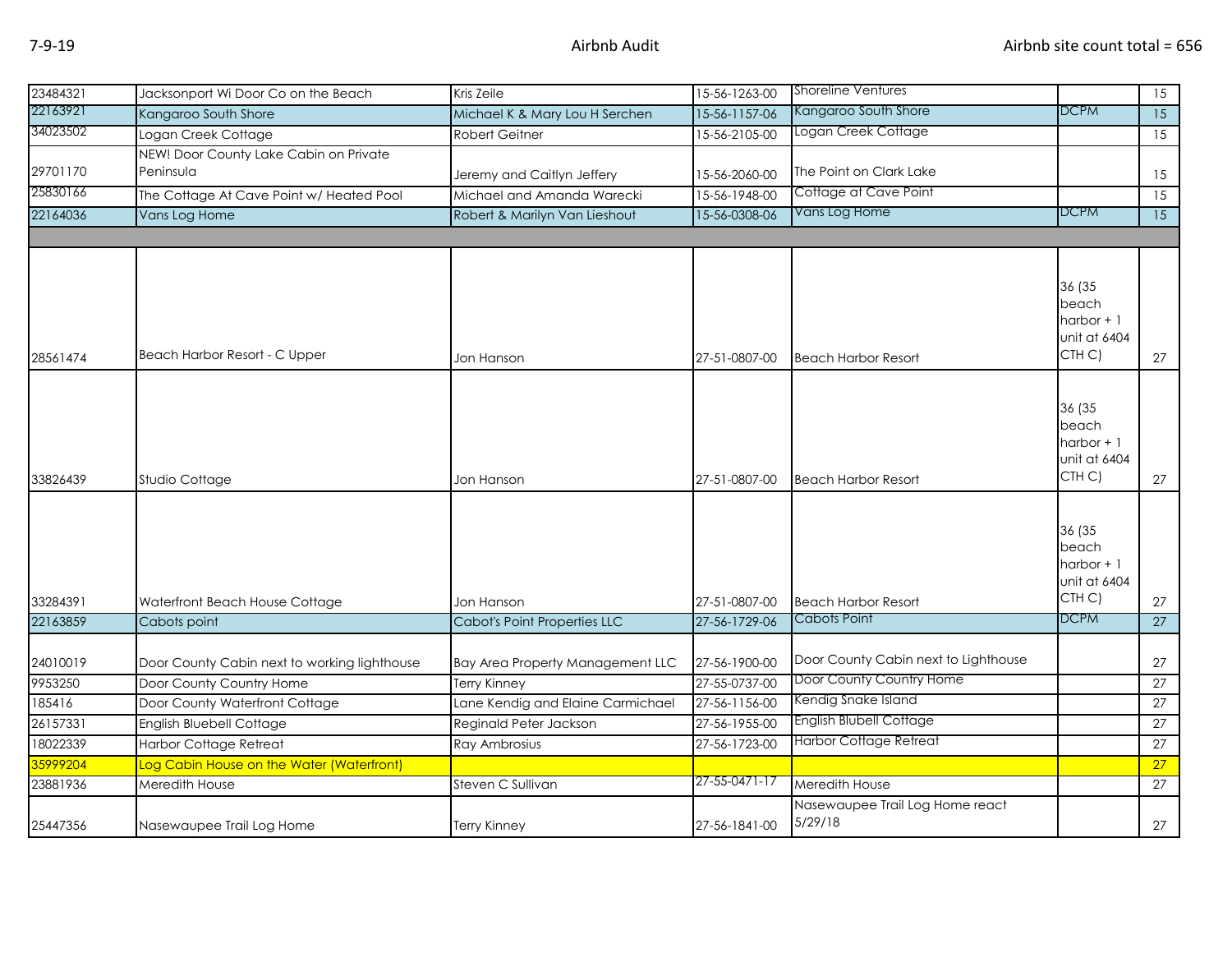| | | | | | | |
|---|---|---|---|---|---|---|
| 23484321 | Jacksonport Wi Door Co on the Beach | Kris Zeile | 15-56-1263-00 | Shoreline Ventures | | 15 |
| 22163921 | Kangaroo South Shore | Michael K & Mary Lou H Serchen | 15-56-1157-06 | Kangaroo South Shore | DCPM | 15 |
| 34023502 | Logan Creek Cottage | Robert Geitner | 15-56-2105-00 | Logan Creek Cottage | | 15 |
| 29701170 | NEW! Door County Lake Cabin on Private Peninsula | Jeremy and Caitlyn Jeffery | 15-56-2060-00 | The Point on Clark Lake | | 15 |
| 25830166 | The Cottage At Cave Point w/ Heated Pool | Michael and Amanda Warecki | 15-56-1948-00 | Cottage at Cave Point | | 15 |
| 22164036 | Vans Log Home | Robert & Marilyn Van Lieshout | 15-56-0308-06 | Vans Log Home | DCPM | 15 |
| | | | | | | |
| 28561474 | Beach Harbor Resort - C Upper | Jon Hanson | 27-51-0807-00 | Beach Harbor Resort | 36 (35 beach harbor + 1 unit at 6404 CTH C) | 27 |
| 33826439 | Studio Cottage | Jon Hanson | 27-51-0807-00 | Beach Harbor Resort | 36 (35 beach harbor + 1 unit at 6404 CTH C) | 27 |
| 33284391 | Waterfront Beach House Cottage | Jon Hanson | 27-51-0807-00 | Beach Harbor Resort | 36 (35 beach harbor + 1 unit at 6404 CTH C) | 27 |
| 22163859 | Cabots point | Cabot's Point Properties LLC | 27-56-1729-06 | Cabots Point | DCPM | 27 |
| 24010019 | Door County Cabin next to working lighthouse | Bay Area Property Management LLC | 27-56-1900-00 | Door County Cabin next to Lighthouse | | 27 |
| 9953250 | Door County Country Home | Terry Kinney | 27-55-0737-00 | Door County Country Home | | 27 |
| 185416 | Door County Waterfront Cottage | Lane Kendig and Elaine Carmichael | 27-56-1156-00 | Kendig Snake Island | | 27 |
| 26157331 | English Bluebell Cottage | Reginald Peter Jackson | 27-56-1955-00 | English Blubell Cottage | | 27 |
| 18022339 | Harbor Cottage Retreat | Ray Ambrosius | 27-56-1723-00 | Harbor Cottage Retreat | | 27 |
| 35999204 | Log Cabin House on the Water (Waterfront) | | | | | 27 |
| 23881936 | Meredith House | Steven C Sullivan | 27-55-0471-17 | Meredith House | | 27 |
| 25447356 | Nasewaupee Trail Log Home | Terry Kinney | 27-56-1841-00 | Nasewaupee Trail Log Home react 5/29/18 | | 27 |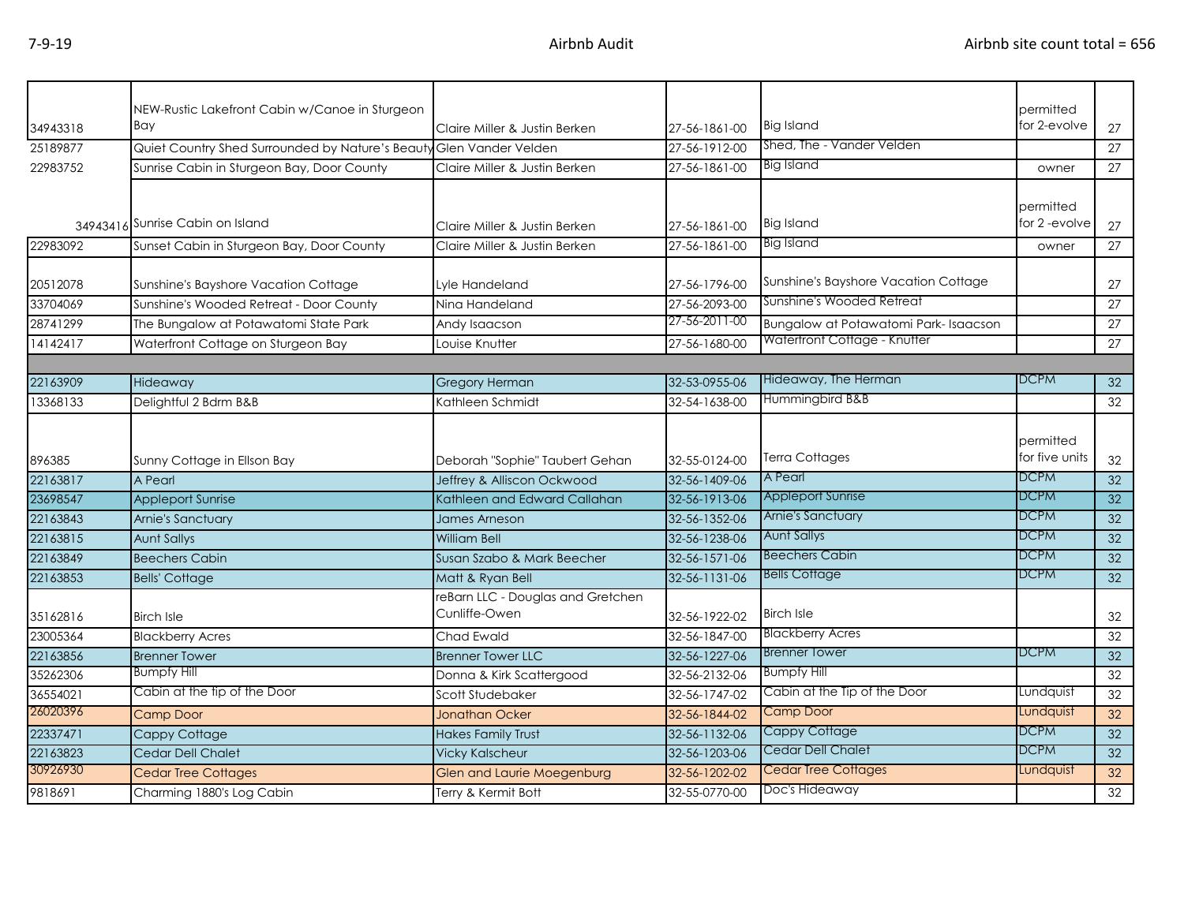| | | | | | | |
|---|---|---|---|---|---|---|
| 34943318 | NEW-Rustic Lakefront Cabin w/Canoe in Sturgeon Bay | Claire Miller & Justin Berken | 27-56-1861-00 | Big Island | permitted for 2-evolve | 27 |
| 25189877 | Quiet Country Shed Surrounded by Nature's Beauty | Glen Vander Velden | 27-56-1912-00 | Shed, The - Vander Velden | | 27 |
| 22983752 | Sunrise Cabin in Sturgeon Bay, Door County | Claire Miller & Justin Berken | 27-56-1861-00 | Big Island | owner | 27 |
| 34943416 | Sunrise Cabin on Island | Claire Miller & Justin Berken | 27-56-1861-00 | Big Island | permitted for 2 -evolve | 27 |
| 22983092 | Sunset Cabin in Sturgeon Bay, Door County | Claire Miller & Justin Berken | 27-56-1861-00 | Big Island | owner | 27 |
| 20512078 | Sunshine's Bayshore Vacation Cottage | Lyle Handeland | 27-56-1796-00 | Sunshine's Bayshore Vacation Cottage | | 27 |
| 33704069 | Sunshine's Wooded Retreat - Door County | Nina Handeland | 27-56-2093-00 | Sunshine's Wooded Retreat | | 27 |
| 28741299 | The Bungalow at Potawatomi State Park | Andy Isaacson | 27-56-2011-00 | Bungalow at Potawatomi Park- Isaacson | | 27 |
| 14142417 | Waterfront Cottage on Sturgeon Bay | Louise Knutter | 27-56-1680-00 | Waterfront Cottage - Knutter | | 27 |
| | | | | | | |
| 22163909 | Hideaway | Gregory Herman | 32-53-0955-06 | Hideaway, The Herman | DCPM | 32 |
| 13368133 | Delightful 2 Bdrm B&B | Kathleen Schmidt | 32-54-1638-00 | Hummingbird B&B | | 32 |
| 896385 | Sunny Cottage in Ellson Bay | Deborah "Sophie" Taubert Gehan | 32-55-0124-00 | Terra Cottages | permitted for five units | 32 |
| 22163817 | A Pearl | Jeffrey & Alliscon Ockwood | 32-56-1409-06 | A Pearl | DCPM | 32 |
| 23698547 | Appleport Sunrise | Kathleen and Edward Callahan | 32-56-1913-06 | Appleport Sunrise | DCPM | 32 |
| 22163843 | Arnie's Sanctuary | James Arneson | 32-56-1352-06 | Arnie's Sanctuary | DCPM | 32 |
| 22163815 | Aunt Sallys | William Bell | 32-56-1238-06 | Aunt Sallys | DCPM | 32 |
| 22163849 | Beechers Cabin | Susan Szabo & Mark Beecher | 32-56-1571-06 | Beechers Cabin | DCPM | 32 |
| 22163853 | Bells' Cottage | Matt & Ryan Bell | 32-56-1131-06 | Bells Cottage | DCPM | 32 |
| 35162816 | Birch Isle | reBarn LLC - Douglas and Gretchen Cunliffe-Owen | 32-56-1922-02 | Birch Isle | | 32 |
| 23005364 | Blackberry Acres | Chad Ewald | 32-56-1847-00 | Blackberry Acres | | 32 |
| 22163856 | Brenner Tower | Brenner Tower LLC | 32-56-1227-06 | Brenner Tower | DCPM | 32 |
| 35262306 | Bumpfy Hill | Donna & Kirk Scattergood | 32-56-2132-06 | Bumpfy Hill | | 32 |
| 36554021 | Cabin at the tip of the Door | Scott Studebaker | 32-56-1747-02 | Cabin at the Tip of the Door | Lundquist | 32 |
| 26020396 | Camp Door | Jonathan Ocker | 32-56-1844-02 | Camp Door | Lundquist | 32 |
| 22337471 | Cappy Cottage | Hakes Family Trust | 32-56-1132-06 | Cappy Cottage | DCPM | 32 |
| 22163823 | Cedar Dell Chalet | Vicky Kalscheur | 32-56-1203-06 | Cedar Dell Chalet | DCPM | 32 |
| 30926930 | Cedar Tree Cottages | Glen and Laurie Moegenburg | 32-56-1202-02 | Cedar Tree Cottages | Lundquist | 32 |
| 9818691 | Charming 1880's Log Cabin | Terry & Kermit Bott | 32-55-0770-00 | Doc's Hideaway | | 32 |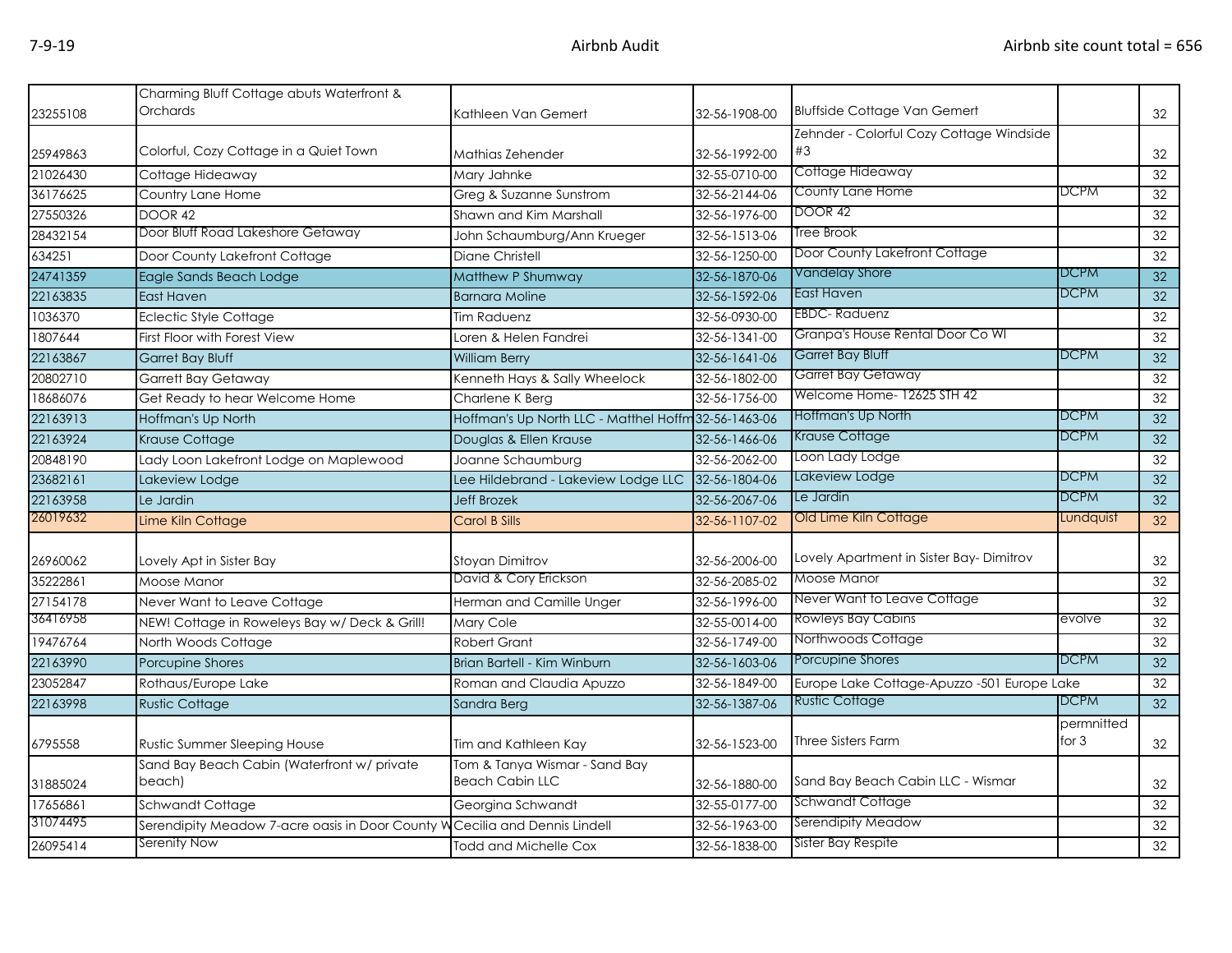| | | | | | | |
|---|---|---|---|---|---|---|
| 23255108 | Charming Bluff Cottage abuts Waterfront & Orchards | Kathleen Van Gemert | 32-56-1908-00 | Bluffside Cottage Van Gemert | | 32 |
| 25949863 | Colorful, Cozy Cottage in a Quiet Town | Mathias Zehender | 32-56-1992-00 | Zehnder - Colorful Cozy Cottage Windside #3 | | 32 |
| 21026430 | Cottage Hideaway | Mary Jahnke | 32-55-0710-00 | Cottage Hideaway | | 32 |
| 36176625 | Country Lane Home | Greg & Suzanne Sunstrom | 32-56-2144-06 | County Lane Home | DCPM | 32 |
| 27550326 | DOOR 42 | Shawn and Kim Marshall | 32-56-1976-00 | DOOR 42 | | 32 |
| 28432154 | Door Bluff Road Lakeshore Getaway | John Schaumburg/Ann Krueger | 32-56-1513-06 | Tree Brook | | 32 |
| 634251 | Door County Lakefront Cottage | Diane Christell | 32-56-1250-00 | Door County Lakefront Cottage | | 32 |
| 24741359 | Eagle Sands Beach Lodge | Matthew P Shumway | 32-56-1870-06 | Vandelay Shore | DCPM | 32 |
| 22163835 | East Haven | Barnara Moline | 32-56-1592-06 | East Haven | DCPM | 32 |
| 1036370 | Eclectic Style Cottage | Tim Raduenz | 32-56-0930-00 | EBDC- Raduenz | | 32 |
| 1807644 | First Floor with Forest View | Loren & Helen Fandrei | 32-56-1341-00 | Granpa's House Rental Door Co WI | | 32 |
| 22163867 | Garret Bay Bluff | William Berry | 32-56-1641-06 | Garret Bay Bluff | DCPM | 32 |
| 20802710 | Garrett Bay Getaway | Kenneth Hays & Sally Wheelock | 32-56-1802-00 | Garret Bay Getaway | | 32 |
| 18686076 | Get Ready to hear Welcome Home | Charlene K Berg | 32-56-1756-00 | Welcome Home- 12625 STH 42 | | 32 |
| 22163913 | Hoffman's Up North | Hoffman's Up North LLC - Matthel Hoffm | 32-56-1463-06 | Hoffman's Up North | DCPM | 32 |
| 22163924 | Krause Cottage | Douglas & Ellen Krause | 32-56-1466-06 | Krause Cottage | DCPM | 32 |
| 20848190 | Lady Loon Lakefront Lodge on Maplewood | Joanne Schaumburg | 32-56-2062-00 | Loon Lady Lodge | | 32 |
| 23682161 | Lakeview Lodge | Lee Hildebrand - Lakeview Lodge LLC | 32-56-1804-06 | Lakeview Lodge | DCPM | 32 |
| 22163958 | Le Jardin | Jeff Brozek | 32-56-2067-06 | Le Jardin | DCPM | 32 |
| 26019632 | Lime Kiln Cottage | Carol B Sills | 32-56-1107-02 | Old Lime Kiln Cottage | Lundquist | 32 |
| 26960062 | Lovely Apt in Sister Bay | Stoyan Dimitrov | 32-56-2006-00 | Lovely Apartment in Sister Bay- Dimitrov | | 32 |
| 35222861 | Moose Manor | David & Cory Erickson | 32-56-2085-02 | Moose Manor | | 32 |
| 27154178 | Never Want to Leave Cottage | Herman and Camille Unger | 32-56-1996-00 | Never Want to Leave Cottage | | 32 |
| 36416958 | NEW! Cottage in Roweleys Bay w/ Deck & Grill! | Mary Cole | 32-55-0014-00 | Rowleys Bay Cabins | evolve | 32 |
| 19476764 | North Woods Cottage | Robert Grant | 32-56-1749-00 | Northwoods Cottage | | 32 |
| 22163990 | Porcupine Shores | Brian Bartell - Kim Winburn | 32-56-1603-06 | Porcupine Shores | DCPM | 32 |
| 23052847 | Rothaus/Europe Lake | Roman and Claudia Apuzzo | 32-56-1849-00 | Europe Lake Cottage-Apuzzo -501 Europe Lake | | 32 |
| 22163998 | Rustic Cottage | Sandra Berg | 32-56-1387-06 | Rustic Cottage | DCPM | 32 |
| 6795558 | Rustic Summer Sleeping House | Tim and Kathleen Kay | 32-56-1523-00 | Three Sisters Farm | permnitted for 3 | 32 |
| 31885024 | Sand Bay Beach Cabin (Waterfront w/ private beach) | Tom & Tanya Wismar - Sand Bay Beach Cabin LLC | 32-56-1880-00 | Sand Bay Beach Cabin LLC - Wismar | | 32 |
| 17656861 | Schwandt Cottage | Georgina Schwandt | 32-55-0177-00 | Schwandt Cottage | | 32 |
| 31074495 | Serendipity Meadow 7-acre oasis in Door County W | Cecilia and Dennis Lindell | 32-56-1963-00 | Serendipity Meadow | | 32 |
| 26095414 | Serenity Now | Todd and Michelle Cox | 32-56-1838-00 | Sister Bay Respite | | 32 |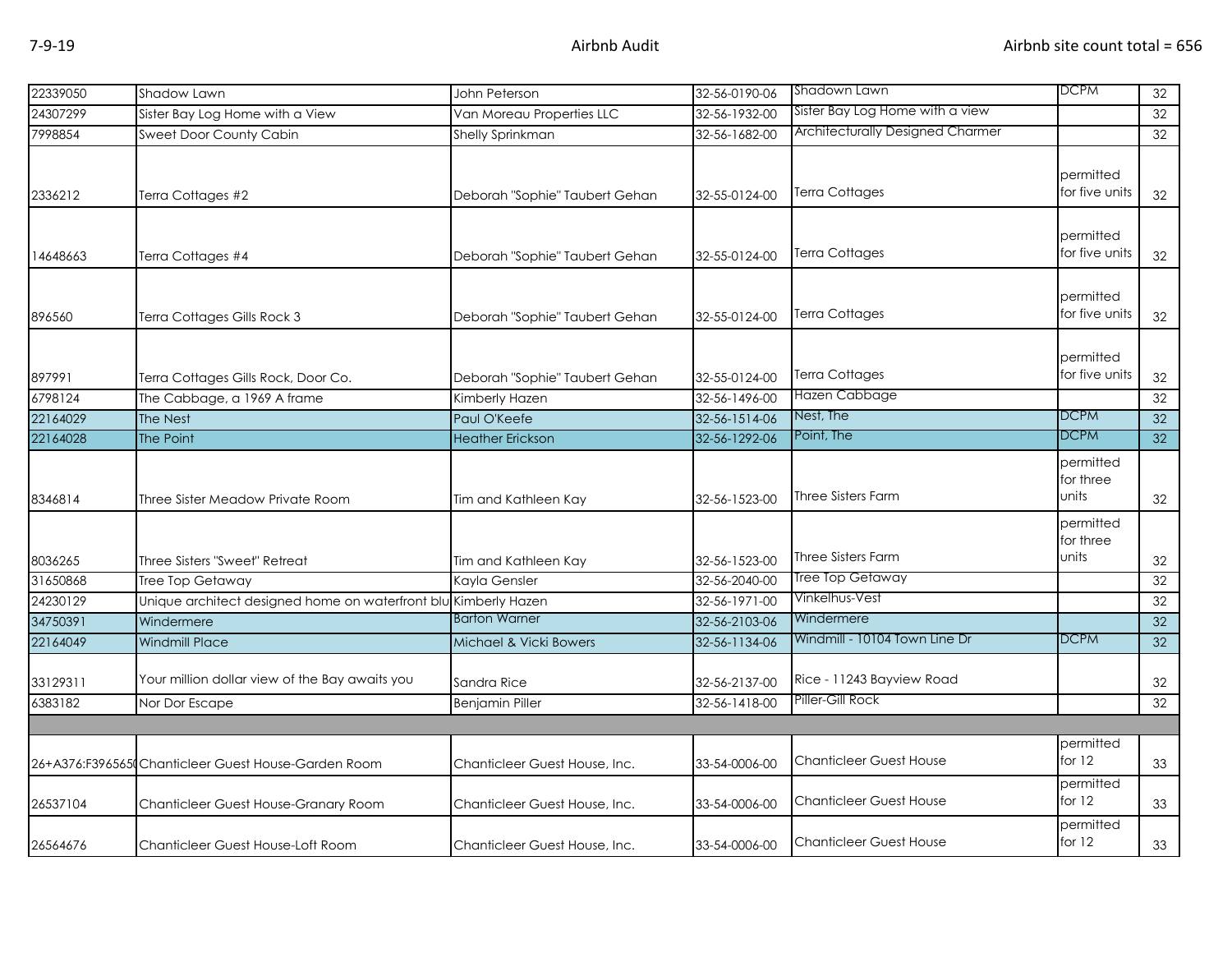| | | | | | | |
|---|---|---|---|---|---|---|
| 22339050 | Shadow Lawn | John Peterson | 32-56-0190-06 | Shadown Lawn | DCPM | 32 |
| 24307299 | Sister Bay Log Home with a View | Van Moreau Properties LLC | 32-56-1932-00 | Sister Bay Log Home with a view | | 32 |
| 7998854 | Sweet Door County Cabin | Shelly Sprinkman | 32-56-1682-00 | Architecturally Designed Charmer | | 32 |
| 2336212 | Terra Cottages #2 | Deborah "Sophie" Taubert Gehan | 32-55-0124-00 | Terra Cottages | permitted for five units | 32 |
| 14648663 | Terra Cottages #4 | Deborah "Sophie" Taubert Gehan | 32-55-0124-00 | Terra Cottages | permitted for five units | 32 |
| 896560 | Terra Cottages Gills Rock 3 | Deborah "Sophie" Taubert Gehan | 32-55-0124-00 | Terra Cottages | permitted for five units | 32 |
| 897991 | Terra Cottages Gills Rock, Door Co. | Deborah "Sophie" Taubert Gehan | 32-55-0124-00 | Terra Cottages | permitted for five units | 32 |
| 6798124 | The Cabbage, a 1969 A frame | Kimberly Hazen | 32-56-1496-00 | Hazen Cabbage | | 32 |
| 22164029 | The Nest | Paul O'Keefe | 32-56-1514-06 | Nest, The | DCPM | 32 |
| 22164028 | The Point | Heather Erickson | 32-56-1292-06 | Point, The | DCPM | 32 |
| 8346814 | Three Sister Meadow Private Room | Tim and Kathleen Kay | 32-56-1523-00 | Three Sisters Farm | permitted for three units | 32 |
| 8036265 | Three Sisters "Sweet" Retreat | Tim and Kathleen Kay | 32-56-1523-00 | Three Sisters Farm | permitted for three units | 32 |
| 31650868 | Tree Top Getaway | Kayla Gensler | 32-56-2040-00 | Tree Top Getaway | | 32 |
| 24230129 | Unique architect designed home on waterfront blu | Kimberly Hazen | 32-56-1971-00 | Vinkelhus-Vest | | 32 |
| 34750391 | Windermere | Barton Warner | 32-56-2103-06 | Windermere | | 32 |
| 22164049 | Windmill Place | Michael & Vicki Bowers | 32-56-1134-06 | Windmill - 10104 Town Line Dr | DCPM | 32 |
| 33129311 | Your million dollar view of the Bay awaits you | Sandra Rice | 32-56-2137-00 | Rice - 11243 Bayview Road | | 32 |
| 6383182 | Nor Dor Escape | Benjamin Piller | 32-56-1418-00 | Piller-Gill Rock | | 32 |
| | | | | | | |
| 26+A376:F396565( | Chanticleer Guest House-Garden Room | Chanticleer Guest House, Inc. | 33-54-0006-00 | Chanticleer Guest House | permitted for 12 | 33 |
| 26537104 | Chanticleer Guest House-Granary Room | Chanticleer Guest House, Inc. | 33-54-0006-00 | Chanticleer Guest House | permitted for 12 | 33 |
| 26564676 | Chanticleer Guest House-Loft Room | Chanticleer Guest House, Inc. | 33-54-0006-00 | Chanticleer Guest House | permitted for 12 | 33 |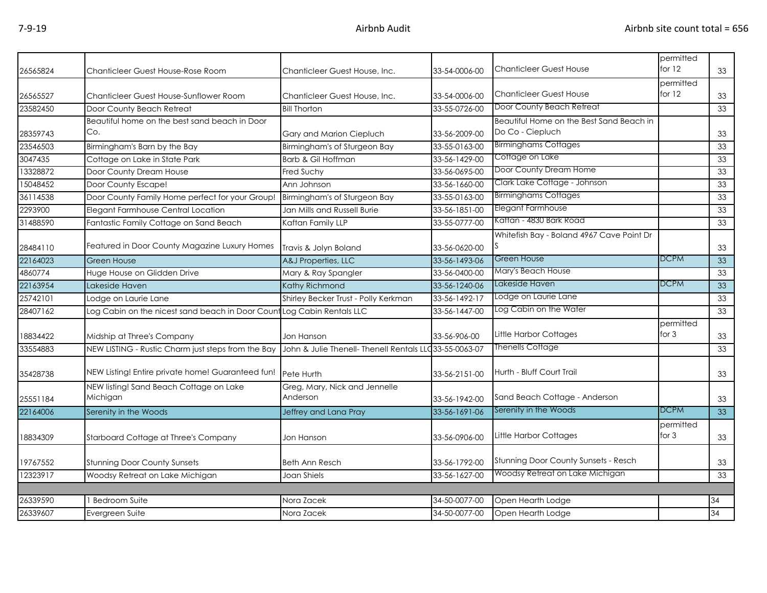| | | | | | | |
|---|---|---|---|---|---|---|
| 26565824 | Chanticleer Guest House-Rose Room | Chanticleer Guest House, Inc. | 33-54-0006-00 | Chanticleer Guest House | permitted for 12 | 33 |
| 26565527 | Chanticleer Guest House-Sunflower Room | Chanticleer Guest House, Inc. | 33-54-0006-00 | Chanticleer Guest House | permitted for 12 | 33 |
| 23582450 | Door County Beach Retreat | Bill Thorton | 33-55-0726-00 | Door County Beach Retreat | | 33 |
| 28359743 | Beautiful home on the best sand beach in Door Co. | Gary and Marion Ciepluch | 33-56-2009-00 | Beautiful Home on the Best Sand Beach in Do Co - Ciepluch | | 33 |
| 23546503 | Birmingham's Barn by the Bay | Birmingham's of Sturgeon Bay | 33-55-0163-00 | Birminghams Cottages | | 33 |
| 3047435 | Cottage on Lake in State Park | Barb & Gil Hoffman | 33-56-1429-00 | Cottage on Lake | | 33 |
| 13328872 | Door County Dream House | Fred Suchy | 33-56-0695-00 | Door County Dream Home | | 33 |
| 15048452 | Door County Escape! | Ann Johnson | 33-56-1660-00 | Clark Lake Cottage - Johnson | | 33 |
| 36114538 | Door County Family Home perfect for your Group! | Birmingham's of Sturgeon Bay | 33-55-0163-00 | Birminghams Cottages | | 33 |
| 2293900 | Elegant Farmhouse Central Location | Jan Mills and Russell Burie | 33-56-1851-00 | Elegant Farmhouse | | 33 |
| 31488590 | Fantastic Family Cottage on Sand Beach | Kaftan Family LLP | 33-55-0777-00 | Kaftan - 4830 Bark Road | | 33 |
| 28484110 | Featured in Door County Magazine Luxury Homes | Travis & Jolyn Boland | 33-56-0620-00 | Whitefish Bay - Boland 4967 Cave Point Dr S | | 33 |
| 22164023 | Green House | A&J Properties, LLC | 33-56-1493-06 | Green House | DCPM | 33 |
| 4860774 | Huge House on Glidden Drive | Mary & Ray Spangler | 33-56-0400-00 | Mary's Beach House | | 33 |
| 22163954 | Lakeside Haven | Kathy Richmond | 33-56-1240-06 | Lakeside Haven | DCPM | 33 |
| 25742101 | Lodge on Laurie Lane | Shirley Becker Trust - Polly Kerkman | 33-56-1492-17 | Lodge on Laurie Lane | | 33 |
| 28407162 | Log Cabin on the nicest sand beach in Door Count | Log Cabin Rentals LLC | 33-56-1447-00 | Log Cabin on the Water | | 33 |
| 18834422 | Midship at Three's Company | Jon Hanson | 33-56-906-00 | Little Harbor Cottages | permitted for 3 | 33 |
| 33554883 | NEW LISTING - Rustic Charm just steps from the Bay | John & Julie Thenell- Thenell Rentals LLC | 33-55-0063-07 | Thenells Cottage | | 33 |
| 35428738 | NEW Listing! Entire private home! Guaranteed fun! | Pete Hurth | 33-56-2151-00 | Hurth - Bluff Court Trail | | 33 |
| 25551184 | NEW listing! Sand Beach Cottage on Lake Michigan | Greg, Mary, Nick and Jennelle Anderson | 33-56-1942-00 | Sand Beach Cottage - Anderson | | 33 |
| 22164006 | Serenity in the Woods | Jeffrey and Lana Pray | 33-56-1691-06 | Serenity in the Woods | DCPM | 33 |
| 18834309 | Starboard Cottage at Three's Company | Jon Hanson | 33-56-0906-00 | Little Harbor Cottages | permitted for 3 | 33 |
| 19767552 | Stunning Door County Sunsets | Beth Ann Resch | 33-56-1792-00 | Stunning Door County Sunsets - Resch | | 33 |
| 12323917 | Woodsy Retreat on Lake Michigan | Joan Shiels | 33-56-1627-00 | Woodsy Retreat on Lake Michigan | | 33 |
| | | | | | | |
| 26339590 | 1 Bedroom Suite | Nora Zacek | 34-50-0077-00 | Open Hearth Lodge | | 34 |
| 26339607 | Evergreen Suite | Nora Zacek | 34-50-0077-00 | Open Hearth Lodge | | 34 |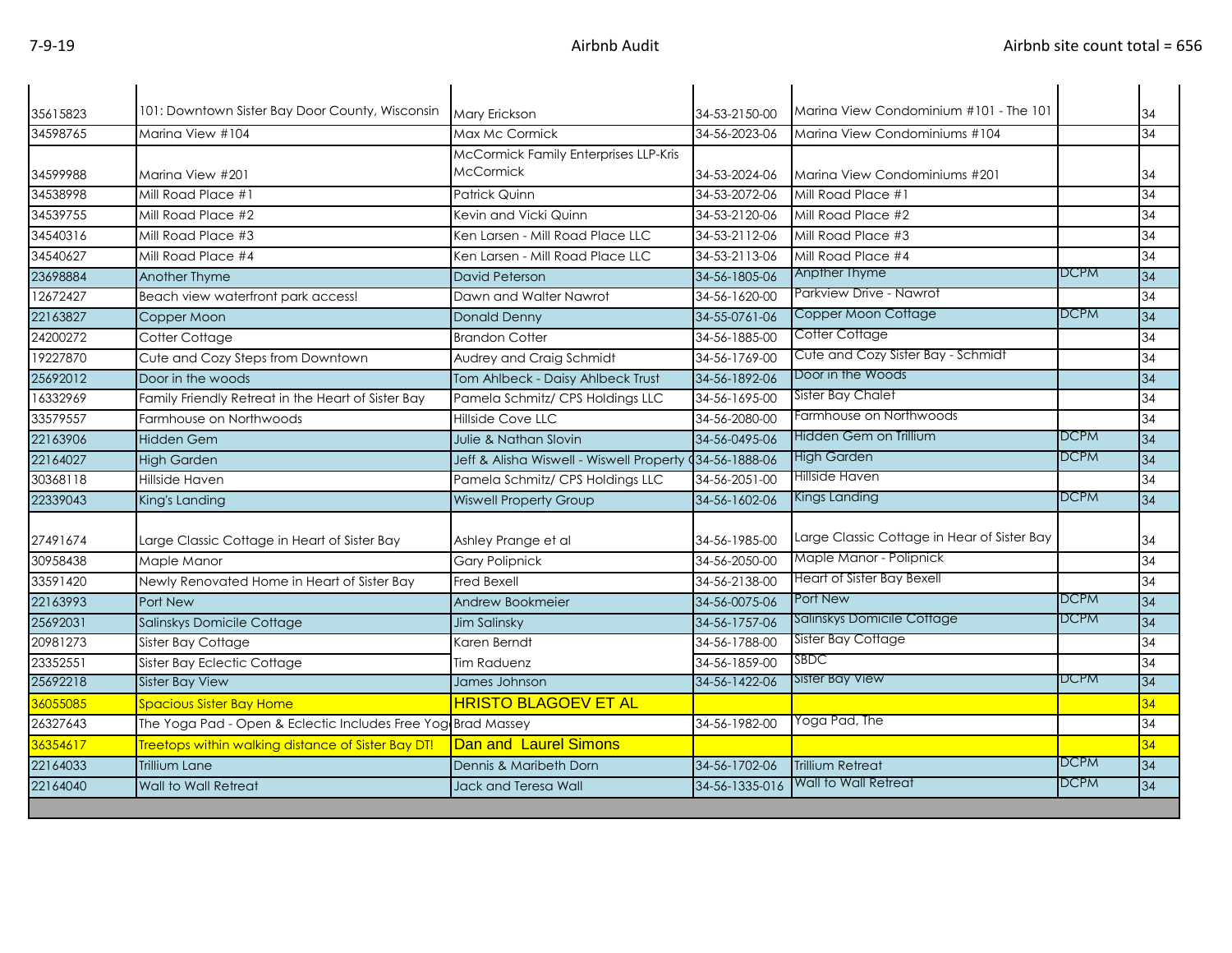| | | | | | | |
|---|---|---|---|---|---|---|
| 35615823 | 101: Downtown Sister Bay Door County, Wisconsin | Mary Erickson | 34-53-2150-00 | Marina View Condominium #101 - The 101 | | 34 |
| 34598765 | Marina View #104 | Max Mc Cormick | 34-56-2023-06 | Marina View Condominiums #104 | | 34 |
| 34599988 | Marina View #201 | McCormick Family Enterprises LLP-Kris McCormick | 34-53-2024-06 | Marina View Condominiums #201 | | 34 |
| 34538998 | Mill Road Place #1 | Patrick Quinn | 34-53-2072-06 | Mill Road Place #1 | | 34 |
| 34539755 | Mill Road Place #2 | Kevin and Vicki Quinn | 34-53-2120-06 | Mill Road Place #2 | | 34 |
| 34540316 | Mill Road Place #3 | Ken Larsen - Mill Road Place LLC | 34-53-2112-06 | Mill Road Place #3 | | 34 |
| 34540627 | Mill Road Place #4 | Ken Larsen - Mill Road Place LLC | 34-53-2113-06 | Mill Road Place #4 | | 34 |
| 23698884 | Another Thyme | David Peterson | 34-56-1805-06 | Anpther Thyme | DCPM | 34 |
| 12672427 | Beach view waterfront park access! | Dawn and Walter Nawrot | 34-56-1620-00 | Parkview Drive - Nawrot | | 34 |
| 22163827 | Copper Moon | Donald Denny | 34-55-0761-06 | Copper Moon Cottage | DCPM | 34 |
| 24200272 | Cotter Cottage | Brandon Cotter | 34-56-1885-00 | Cotter Cottage | | 34 |
| 19227870 | Cute and Cozy Steps from Downtown | Audrey and Craig Schmidt | 34-56-1769-00 | Cute and Cozy Sister Bay - Schmidt | | 34 |
| 25692012 | Door in the woods | Tom Ahlbeck - Daisy Ahlbeck Trust | 34-56-1892-06 | Door in the Woods | | 34 |
| 16332969 | Family Friendly Retreat in the Heart of Sister Bay | Pamela Schmitz/ CPS Holdings LLC | 34-56-1695-00 | Sister Bay Chalet | | 34 |
| 33579557 | Farmhouse on Northwoods | Hillside Cove LLC | 34-56-2080-00 | Farmhouse on Northwoods | | 34 |
| 22163906 | Hidden Gem | Julie & Nathan Slovin | 34-56-0495-06 | Hidden Gem on Trillium | DCPM | 34 |
| 22164027 | High Garden | Jeff & Alisha Wiswell - Wiswell Property G | 34-56-1888-06 | High Garden | DCPM | 34 |
| 30368118 | Hillside Haven | Pamela Schmitz/ CPS Holdings LLC | 34-56-2051-00 | Hillside Haven | | 34 |
| 22339043 | King's Landing | Wiswell Property Group | 34-56-1602-06 | Kings Landing | DCPM | 34 |
| 27491674 | Large Classic Cottage in Heart of Sister Bay | Ashley Prange et al | 34-56-1985-00 | Large Classic Cottage in Hear of Sister Bay | | 34 |
| 30958438 | Maple Manor | Gary Polipnick | 34-56-2050-00 | Maple Manor - Polipnick | | 34 |
| 33591420 | Newly Renovated Home in Heart of Sister Bay | Fred Bexell | 34-56-2138-00 | Heart of Sister Bay Bexell | | 34 |
| 22163993 | Port New | Andrew Bookmeier | 34-56-0075-06 | Port New | DCPM | 34 |
| 25692031 | Salinskys Domicile Cottage | Jim Salinsky | 34-56-1757-06 | Salinskys Domicile Cottage | DCPM | 34 |
| 20981273 | Sister Bay Cottage | Karen Berndt | 34-56-1788-00 | Sister Bay Cottage | | 34 |
| 23352551 | Sister Bay Eclectic Cottage | Tim Raduenz | 34-56-1859-00 | SBDC | | 34 |
| 25692218 | Sister Bay View | James Johnson | 34-56-1422-06 | Sister Bay View | DCPM | 34 |
| 36055085 | Spacious Sister Bay Home | HRISTO BLAGOEV ET AL | | | | 34 |
| 26327643 | The Yoga Pad - Open & Eclectic Includes Free Yog | Brad Massey | 34-56-1982-00 | Yoga Pad, The | | 34 |
| 36354617 | Treetops within walking distance of Sister Bay DT! | Dan and Laurel Simons | | | | 34 |
| 22164033 | Trillium Lane | Dennis & Maribeth Dorn | 34-56-1702-06 | Trillium Retreat | DCPM | 34 |
| 22164040 | Wall to Wall Retreat | Jack and Teresa Wall | 34-56-1335-016 | Wall to Wall Retreat | DCPM | 34 |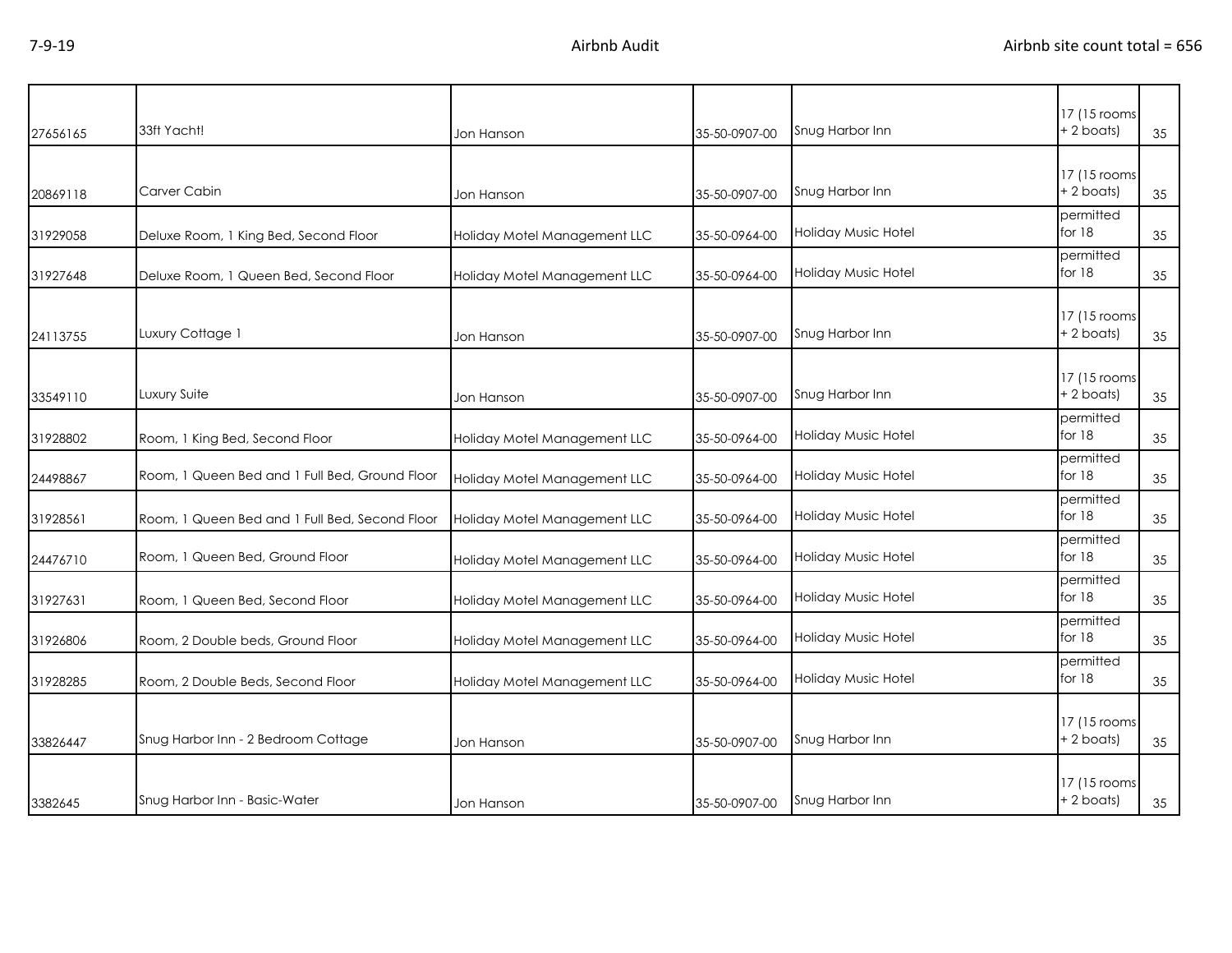| | | | | | | |
|---|---|---|---|---|---|---|
| 27656165 | 33ft Yacht! | Jon Hanson | 35-50-0907-00 | Snug Harbor Inn | 17 (15 rooms + 2 boats) | 35 |
| 20869118 | Carver Cabin | Jon Hanson | 35-50-0907-00 | Snug Harbor Inn | 17 (15 rooms + 2 boats) | 35 |
| 31929058 | Deluxe Room, 1 King Bed, Second Floor | Holiday Motel Management LLC | 35-50-0964-00 | Holiday Music Hotel | permitted for 18 | 35 |
| 31927648 | Deluxe Room, 1 Queen Bed, Second Floor | Holiday Motel Management LLC | 35-50-0964-00 | Holiday Music Hotel | permitted for 18 | 35 |
| 24113755 | Luxury Cottage 1 | Jon Hanson | 35-50-0907-00 | Snug Harbor Inn | 17 (15 rooms + 2 boats) | 35 |
| 33549110 | Luxury Suite | Jon Hanson | 35-50-0907-00 | Snug Harbor Inn | 17 (15 rooms + 2 boats) | 35 |
| 31928802 | Room, 1 King Bed, Second Floor | Holiday Motel Management LLC | 35-50-0964-00 | Holiday Music Hotel | permitted for 18 | 35 |
| 24498867 | Room, 1 Queen Bed and 1 Full Bed, Ground Floor | Holiday Motel Management LLC | 35-50-0964-00 | Holiday Music Hotel | permitted for 18 | 35 |
| 31928561 | Room, 1 Queen Bed and 1 Full Bed, Second Floor | Holiday Motel Management LLC | 35-50-0964-00 | Holiday Music Hotel | permitted for 18 | 35 |
| 24476710 | Room, 1 Queen Bed, Ground Floor | Holiday Motel Management LLC | 35-50-0964-00 | Holiday Music Hotel | permitted for 18 | 35 |
| 31927631 | Room, 1 Queen Bed, Second Floor | Holiday Motel Management LLC | 35-50-0964-00 | Holiday Music Hotel | permitted for 18 | 35 |
| 31926806 | Room, 2 Double beds, Ground Floor | Holiday Motel Management LLC | 35-50-0964-00 | Holiday Music Hotel | permitted for 18 | 35 |
| 31928285 | Room, 2 Double Beds, Second Floor | Holiday Motel Management LLC | 35-50-0964-00 | Holiday Music Hotel | permitted for 18 | 35 |
| 33826447 | Snug Harbor Inn - 2 Bedroom Cottage | Jon Hanson | 35-50-0907-00 | Snug Harbor Inn | 17 (15 rooms + 2 boats) | 35 |
| 3382645 | Snug Harbor Inn - Basic-Water | Jon Hanson | 35-50-0907-00 | Snug Harbor Inn | 17 (15 rooms + 2 boats) | 35 |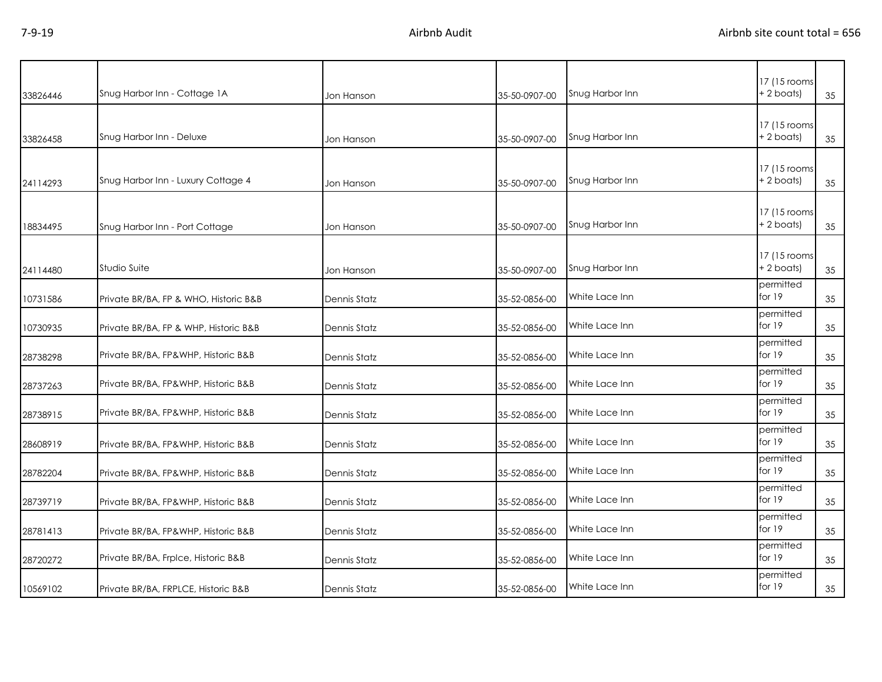| | | | | | | |
|---|---|---|---|---|---|---|
| 33826446 | Snug Harbor Inn - Cottage 1A | Jon Hanson | 35-50-0907-00 | Snug Harbor Inn | 17 (15 rooms + 2 boats) | 35 |
| 33826458 | Snug Harbor Inn - Deluxe | Jon Hanson | 35-50-0907-00 | Snug Harbor Inn | 17 (15 rooms + 2 boats) | 35 |
| 24114293 | Snug Harbor Inn - Luxury Cottage 4 | Jon Hanson | 35-50-0907-00 | Snug Harbor Inn | 17 (15 rooms + 2 boats) | 35 |
| 18834495 | Snug Harbor Inn - Port Cottage | Jon Hanson | 35-50-0907-00 | Snug Harbor Inn | 17 (15 rooms + 2 boats) | 35 |
| 24114480 | Studio Suite | Jon Hanson | 35-50-0907-00 | Snug Harbor Inn | 17 (15 rooms + 2 boats) | 35 |
| 10731586 | Private BR/BA, FP & WHO, Historic B&B | Dennis Statz | 35-52-0856-00 | White Lace Inn | permitted for 19 | 35 |
| 10730935 | Private BR/BA, FP & WHP, Historic B&B | Dennis Statz | 35-52-0856-00 | White Lace Inn | permitted for 19 | 35 |
| 28738298 | Private BR/BA, FP&WHP, Historic B&B | Dennis Statz | 35-52-0856-00 | White Lace Inn | permitted for 19 | 35 |
| 28737263 | Private BR/BA, FP&WHP, Historic B&B | Dennis Statz | 35-52-0856-00 | White Lace Inn | permitted for 19 | 35 |
| 28738915 | Private BR/BA, FP&WHP, Historic B&B | Dennis Statz | 35-52-0856-00 | White Lace Inn | permitted for 19 | 35 |
| 28608919 | Private BR/BA, FP&WHP, Historic B&B | Dennis Statz | 35-52-0856-00 | White Lace Inn | permitted for 19 | 35 |
| 28782204 | Private BR/BA, FP&WHP, Historic B&B | Dennis Statz | 35-52-0856-00 | White Lace Inn | permitted for 19 | 35 |
| 28739719 | Private BR/BA, FP&WHP, Historic B&B | Dennis Statz | 35-52-0856-00 | White Lace Inn | permitted for 19 | 35 |
| 28781413 | Private BR/BA, FP&WHP, Historic B&B | Dennis Statz | 35-52-0856-00 | White Lace Inn | permitted for 19 | 35 |
| 28720272 | Private BR/BA, Frplce, Historic B&B | Dennis Statz | 35-52-0856-00 | White Lace Inn | permitted for 19 | 35 |
| 10569102 | Private BR/BA, FRPLCE, Historic B&B | Dennis Statz | 35-52-0856-00 | White Lace Inn | permitted for 19 | 35 |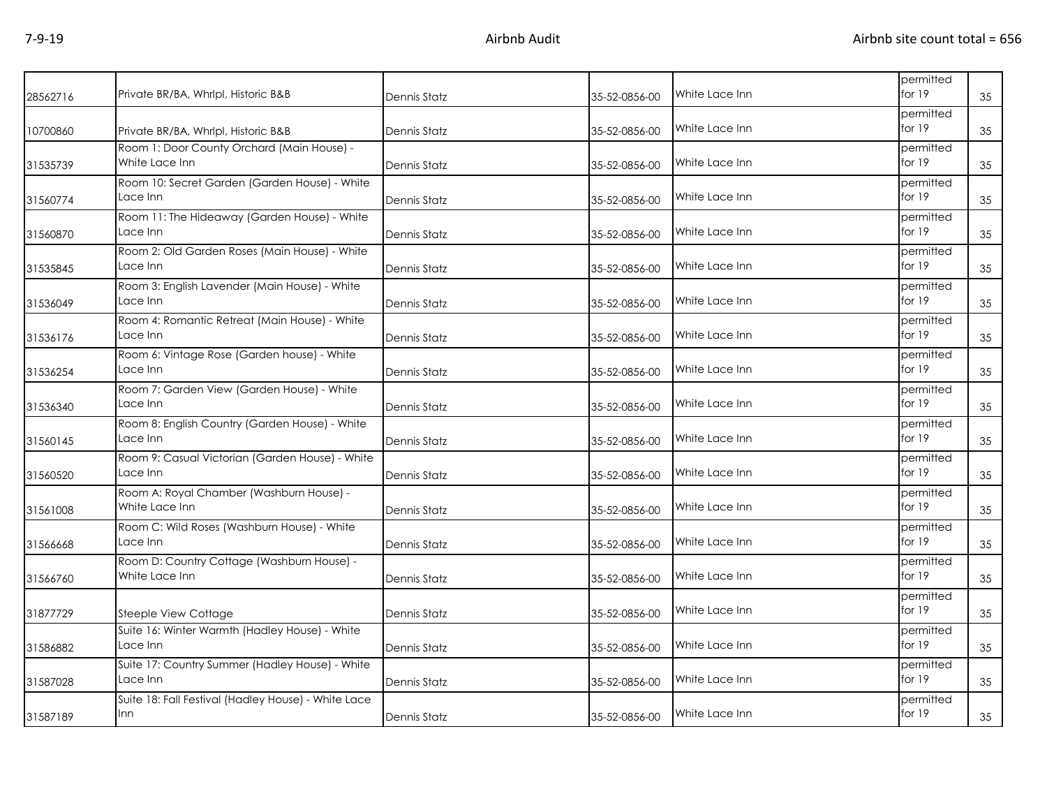| | | | | | | |
|---|---|---|---|---|---|---|
| 28562716 | Private BR/BA, Whrlpl, Historic B&B | Dennis Statz | 35-52-0856-00 | White Lace Inn | permitted for 19 | 35 |
| 10700860 | Private BR/BA, Whrlpl, Historic B&B | Dennis Statz | 35-52-0856-00 | White Lace Inn | permitted for 19 | 35 |
| 31535739 | Room 1: Door County Orchard (Main House) - White Lace Inn | Dennis Statz | 35-52-0856-00 | White Lace Inn | permitted for 19 | 35 |
| 31560774 | Room 10: Secret Garden (Garden House) - White Lace Inn | Dennis Statz | 35-52-0856-00 | White Lace Inn | permitted for 19 | 35 |
| 31560870 | Room 11: The Hideaway (Garden House) - White Lace Inn | Dennis Statz | 35-52-0856-00 | White Lace Inn | permitted for 19 | 35 |
| 31535845 | Room 2: Old Garden Roses (Main House) - White Lace Inn | Dennis Statz | 35-52-0856-00 | White Lace Inn | permitted for 19 | 35 |
| 31536049 | Room 3: English Lavender (Main House) - White Lace Inn | Dennis Statz | 35-52-0856-00 | White Lace Inn | permitted for 19 | 35 |
| 31536176 | Room 4: Romantic Retreat (Main House) - White Lace Inn | Dennis Statz | 35-52-0856-00 | White Lace Inn | permitted for 19 | 35 |
| 31536254 | Room 6: Vintage Rose (Garden house) - White Lace Inn | Dennis Statz | 35-52-0856-00 | White Lace Inn | permitted for 19 | 35 |
| 31536340 | Room 7: Garden View (Garden House) - White Lace Inn | Dennis Statz | 35-52-0856-00 | White Lace Inn | permitted for 19 | 35 |
| 31560145 | Room 8: English Country (Garden House) - White Lace Inn | Dennis Statz | 35-52-0856-00 | White Lace Inn | permitted for 19 | 35 |
| 31560520 | Room 9: Casual Victorian (Garden House) - White Lace Inn | Dennis Statz | 35-52-0856-00 | White Lace Inn | permitted for 19 | 35 |
| 31561008 | Room A: Royal Chamber (Washburn House) - White Lace Inn | Dennis Statz | 35-52-0856-00 | White Lace Inn | permitted for 19 | 35 |
| 31566668 | Room C: Wild Roses (Washburn House) - White Lace Inn | Dennis Statz | 35-52-0856-00 | White Lace Inn | permitted for 19 | 35 |
| 31566760 | Room D: Country Cottage (Washburn House) - White Lace Inn | Dennis Statz | 35-52-0856-00 | White Lace Inn | permitted for 19 | 35 |
| 31877729 | Steeple View Cottage | Dennis Statz | 35-52-0856-00 | White Lace Inn | permitted for 19 | 35 |
| 31586882 | Suite 16: Winter Warmth (Hadley House) - White Lace Inn | Dennis Statz | 35-52-0856-00 | White Lace Inn | permitted for 19 | 35 |
| 31587028 | Suite 17: Country Summer (Hadley House) - White Lace Inn | Dennis Statz | 35-52-0856-00 | White Lace Inn | permitted for 19 | 35 |
| 31587189 | Suite 18: Fall Festival (Hadley House) - White Lace Inn | Dennis Statz | 35-52-0856-00 | White Lace Inn | permitted for 19 | 35 |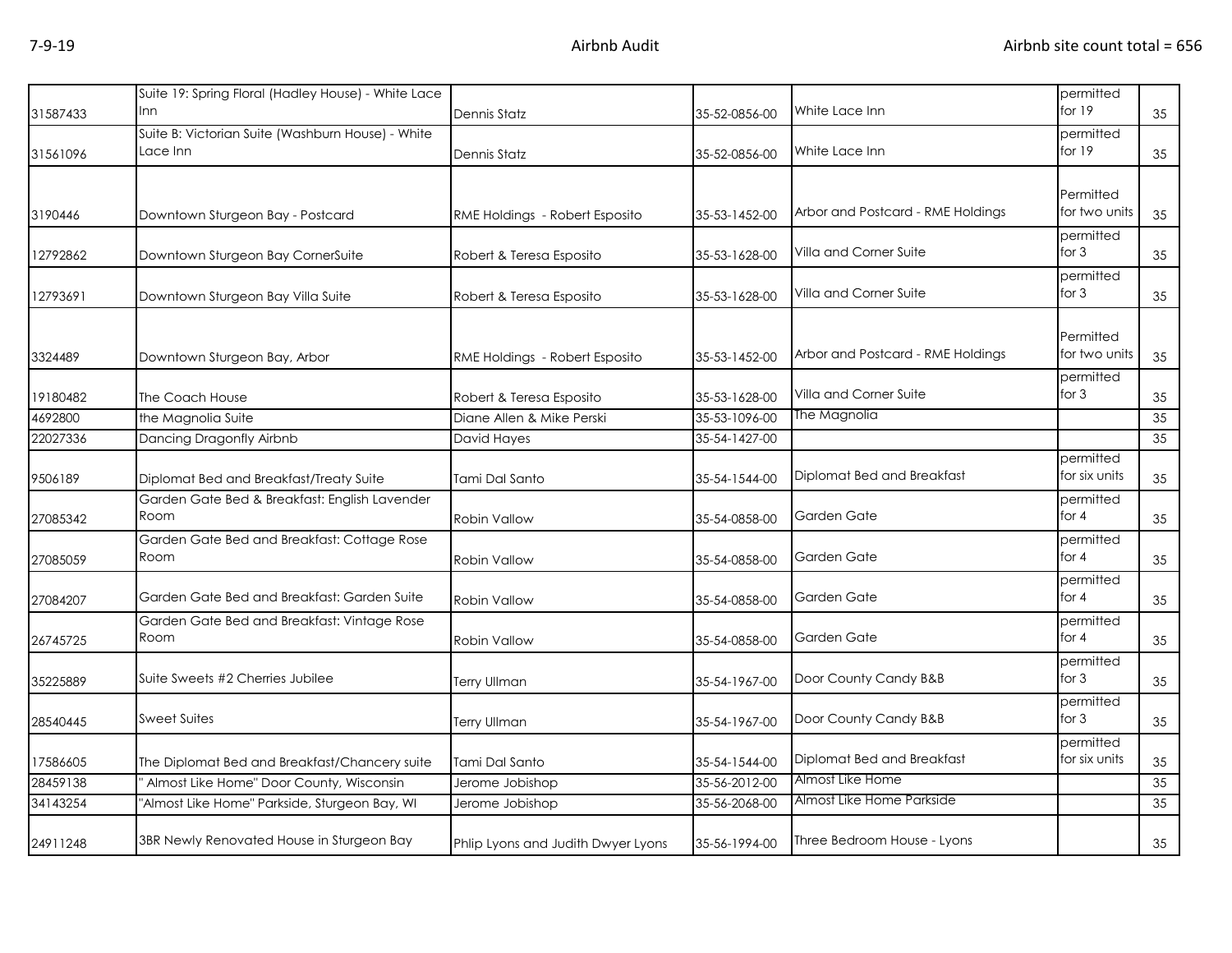| 31587433 | Suite 19: Spring Floral (Hadley House) - White Lace Inn | Dennis Statz | 35-52-0856-00 | White Lace Inn | permitted for 19 | 35 |
|---|---|---|---|---|---|---|
| 31561096 | Suite B: Victorian Suite (Washburn House) - White Lace Inn | Dennis Statz | 35-52-0856-00 | White Lace Inn | permitted for 19 | 35 |
| 3190446 | Downtown Sturgeon Bay - Postcard | RME Holdings - Robert Esposito | 35-53-1452-00 | Arbor and Postcard - RME Holdings | Permitted for two units | 35 |
| 12792862 | Downtown Sturgeon Bay CornerSuite | Robert & Teresa Esposito | 35-53-1628-00 | Villa and Corner Suite | permitted for 3 | 35 |
| 12793691 | Downtown Sturgeon Bay Villa Suite | Robert & Teresa Esposito | 35-53-1628-00 | Villa and Corner Suite | permitted for 3 | 35 |
| 3324489 | Downtown Sturgeon Bay, Arbor | RME Holdings - Robert Esposito | 35-53-1452-00 | Arbor and Postcard - RME Holdings | Permitted for two units | 35 |
| 19180482 | The Coach House | Robert & Teresa Esposito | 35-53-1628-00 | Villa and Corner Suite | permitted for 3 | 35 |
| 4692800 | the Magnolia Suite | Diane Allen & Mike Perski | 35-53-1096-00 | The Magnolia | | 35 |
| 22027336 | Dancing Dragonfly Airbnb | David Hayes | 35-54-1427-00 | | | 35 |
| 9506189 | Diplomat Bed and Breakfast/Treaty Suite | Tami Dal Santo | 35-54-1544-00 | Diplomat Bed and Breakfast | permitted for six units | 35 |
| 27085342 | Garden Gate Bed & Breakfast: English Lavender Room | Robin Vallow | 35-54-0858-00 | Garden Gate | permitted for 4 | 35 |
| 27085059 | Garden Gate Bed and Breakfast: Cottage Rose Room | Robin Vallow | 35-54-0858-00 | Garden Gate | permitted for 4 | 35 |
| 27084207 | Garden Gate Bed and Breakfast: Garden Suite | Robin Vallow | 35-54-0858-00 | Garden Gate | permitted for 4 | 35 |
| 26745725 | Garden Gate Bed and Breakfast: Vintage Rose Room | Robin Vallow | 35-54-0858-00 | Garden Gate | permitted for 4 | 35 |
| 35225889 | Suite Sweets #2 Cherries Jubilee | Terry Ullman | 35-54-1967-00 | Door County Candy B&B | permitted for 3 | 35 |
| 28540445 | Sweet Suites | Terry Ullman | 35-54-1967-00 | Door County Candy B&B | permitted for 3 | 35 |
| 17586605 | The Diplomat Bed and Breakfast/Chancery suite | Tami Dal Santo | 35-54-1544-00 | Diplomat Bed and Breakfast | permitted for six units | 35 |
| 28459138 | " Almost Like Home" Door County, Wisconsin | Jerome Jobishop | 35-56-2012-00 | Almost Like Home | | 35 |
| 34143254 | "Almost Like Home" Parkside, Sturgeon Bay, WI | Jerome Jobishop | 35-56-2068-00 | Almost Like Home Parkside | | 35 |
| 24911248 | 3BR Newly Renovated House in Sturgeon Bay | Phlip Lyons and Judith Dwyer Lyons | 35-56-1994-00 | Three Bedroom House - Lyons | | 35 |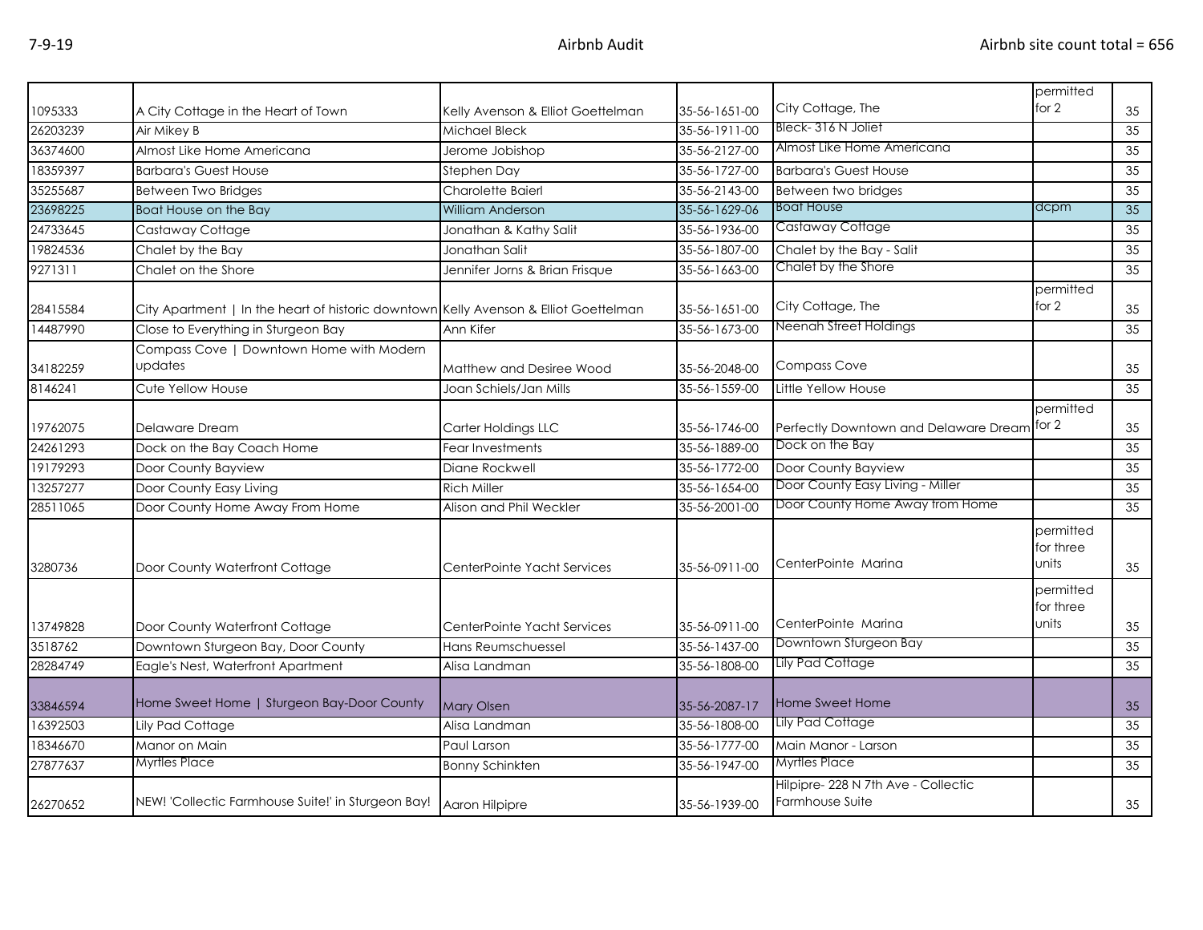| | | | | | | |
|---|---|---|---|---|---|---|
| 1095333 | A City Cottage in the Heart of Town | Kelly Avenson & Elliot Goettelman | 35-56-1651-00 | City Cottage, The | permitted for 2 | 35 |
| 26203239 | Air Mikey B | Michael Bleck | 35-56-1911-00 | Bleck- 316 N Joliet | | 35 |
| 36374600 | Almost Like Home Americana | Jerome Jobishop | 35-56-2127-00 | Almost Like Home Americana | | 35 |
| 18359397 | Barbara's Guest House | Stephen Day | 35-56-1727-00 | Barbara's Guest House | | 35 |
| 35255687 | Between Two Bridges | Charolette Baierl | 35-56-2143-00 | Between two bridges | | 35 |
| 23698225 | Boat House on the Bay | William Anderson | 35-56-1629-06 | Boat House | dcpm | 35 |
| 24733645 | Castaway Cottage | Jonathan & Kathy Salit | 35-56-1936-00 | Castaway Cottage | | 35 |
| 19824536 | Chalet by the Bay | Jonathan Salit | 35-56-1807-00 | Chalet by the Bay - Salit | | 35 |
| 9271311 | Chalet on the Shore | Jennifer Jorns & Brian Frisque | 35-56-1663-00 | Chalet by the Shore | | 35 |
| 28415584 | City Apartment \| In the heart of historic downtown | Kelly Avenson & Elliot Goettelman | 35-56-1651-00 | City Cottage, The | permitted for 2 | 35 |
| 14487990 | Close to Everything in Sturgeon Bay | Ann Kifer | 35-56-1673-00 | Neenah Street Holdings | | 35 |
| 34182259 | Compass Cove \| Downtown Home with Modern updates | Matthew and Desiree Wood | 35-56-2048-00 | Compass Cove | | 35 |
| 8146241 | Cute Yellow House | Joan Schiels/Jan Mills | 35-56-1559-00 | Little Yellow House | | 35 |
| 19762075 | Delaware Dream | Carter Holdings LLC | 35-56-1746-00 | Perfectly Downtown and Delaware Dream | permitted for 2 | 35 |
| 24261293 | Dock on the Bay Coach Home | Fear Investments | 35-56-1889-00 | Dock on the Bay | | 35 |
| 19179293 | Door County Bayview | Diane Rockwell | 35-56-1772-00 | Door County Bayview | | 35 |
| 13257277 | Door County Easy Living | Rich Miller | 35-56-1654-00 | Door County Easy Living - Miller | | 35 |
| 28511065 | Door County Home Away From Home | Alison and Phil Weckler | 35-56-2001-00 | Door County Home Away from Home | | 35 |
| 3280736 | Door County Waterfront Cottage | CenterPointe Yacht Services | 35-56-0911-00 | CenterPointe Marina | permitted for three units | 35 |
| 13749828 | Door County Waterfront Cottage | CenterPointe Yacht Services | 35-56-0911-00 | CenterPointe Marina | permitted for three units | 35 |
| 3518762 | Downtown Sturgeon Bay, Door County | Hans Reumschuessel | 35-56-1437-00 | Downtown Sturgeon Bay | | 35 |
| 28284749 | Eagle's Nest, Waterfront Apartment | Alisa Landman | 35-56-1808-00 | Lily Pad Cottage | | 35 |
| 33846594 | Home Sweet Home \| Sturgeon Bay-Door County | Mary Olsen | 35-56-2087-17 | Home Sweet Home | | 35 |
| 16392503 | Lily Pad Cottage | Alisa Landman | 35-56-1808-00 | Lily Pad Cottage | | 35 |
| 18346670 | Manor on Main | Paul Larson | 35-56-1777-00 | Main Manor - Larson | | 35 |
| 27877637 | Myrtles Place | Bonny Schinkten | 35-56-1947-00 | Myrtles Place | | 35 |
| 26270652 | NEW! 'Collectic Farmhouse Suite!' in Sturgeon Bay! | Aaron Hilpipre | 35-56-1939-00 | Hilpipre- 228 N 7th Ave - Collectic Farmhouse Suite | | 35 |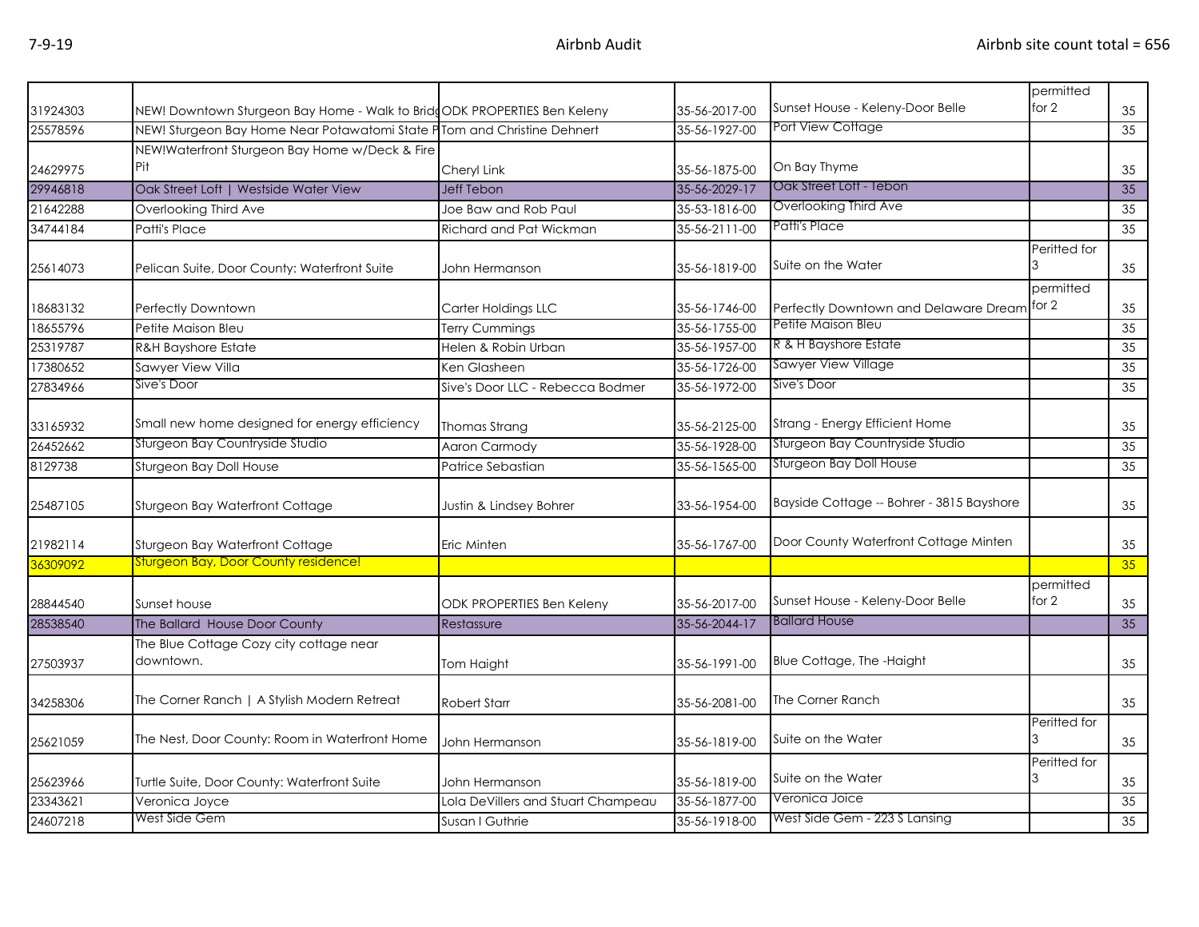| | | | | | | |
|---|---|---|---|---|---|---|
| 31924303 | NEW! Downtown Sturgeon Bay Home - Walk to Bridg | ODK PROPERTIES Ben Keleny | 35-56-2017-00 | Sunset House - Keleny-Door Belle | permitted for 2 | 35 |
| 25578596 | NEW! Sturgeon Bay Home Near Potawatomi State P | Tom and Christine Dehnert | 35-56-1927-00 | Port View Cottage | | 35 |
| 24629975 | NEW!Waterfront Sturgeon Bay Home w/Deck & Fire Pit | Cheryl Link | 35-56-1875-00 | On Bay Thyme | | 35 |
| 29946818 | Oak Street Loft \| Westside Water View | Jeff Tebon | 35-56-2029-17 | Oak Street Loft - Tebon | | 35 |
| 21642288 | Overlooking Third Ave | Joe Baw and Rob Paul | 35-53-1816-00 | Overlooking Third Ave | | 35 |
| 34744184 | Patti's Place | Richard and Pat Wickman | 35-56-2111-00 | Patti's Place | | 35 |
| 25614073 | Pelican Suite, Door County: Waterfront Suite | John Hermanson | 35-56-1819-00 | Suite on the Water | Peritted for 3 | 35 |
| 18683132 | Perfectly Downtown | Carter Holdings LLC | 35-56-1746-00 | Perfectly Downtown and Delaware Dream | permitted for 2 | 35 |
| 18655796 | Petite Maison Bleu | Terry Cummings | 35-56-1755-00 | Petite Maison Bleu | | 35 |
| 25319787 | R&H Bayshore Estate | Helen & Robin Urban | 35-56-1957-00 | R & H Bayshore Estate | | 35 |
| 17380652 | Sawyer View Villa | Ken Glasheen | 35-56-1726-00 | Sawyer View Village | | 35 |
| 27834966 | Sive's Door | Sive's Door LLC - Rebecca Bodmer | 35-56-1972-00 | Sive's Door | | 35 |
| 33165932 | Small new home designed for energy efficiency | Thomas Strang | 35-56-2125-00 | Strang - Energy Efficient Home | | 35 |
| 26452662 | Sturgeon Bay Countryside Studio | Aaron Carmody | 35-56-1928-00 | Sturgeon Bay Countryside Studio | | 35 |
| 8129738 | Sturgeon Bay Doll House | Patrice Sebastian | 35-56-1565-00 | Sturgeon Bay Doll House | | 35 |
| 25487105 | Sturgeon Bay Waterfront Cottage | Justin & Lindsey Bohrer | 33-56-1954-00 | Bayside Cottage -- Bohrer - 3815 Bayshore | | 35 |
| 21982114 | Sturgeon Bay Waterfront Cottage | Eric Minten | 35-56-1767-00 | Door County Waterfront Cottage Minten | | 35 |
| 36309092 | Sturgeon Bay, Door County residence! | | | | | 35 |
| 28844540 | Sunset house | ODK PROPERTIES Ben Keleny | 35-56-2017-00 | Sunset House - Keleny-Door Belle | permitted for 2 | 35 |
| 28538540 | The Ballard House Door County | Restassure | 35-56-2044-17 | Ballard House | | 35 |
| 27503937 | The Blue Cottage Cozy city cottage near downtown. | Tom Haight | 35-56-1991-00 | Blue Cottage, The -Haight | | 35 |
| 34258306 | The Corner Ranch \| A Stylish Modern Retreat | Robert Starr | 35-56-2081-00 | The Corner Ranch | | 35 |
| 25621059 | The Nest, Door County: Room in Waterfront Home | John Hermanson | 35-56-1819-00 | Suite on the Water | Peritted for 3 | 35 |
| 25623966 | Turtle Suite, Door County: Waterfront Suite | John Hermanson | 35-56-1819-00 | Suite on the Water | Peritted for 3 | 35 |
| 23343621 | Veronica Joyce | Lola DeVillers and Stuart Champeau | 35-56-1877-00 | Veronica Joice | | 35 |
| 24607218 | West Side Gem | Susan I Guthrie | 35-56-1918-00 | West Side Gem - 223 S Lansing | | 35 |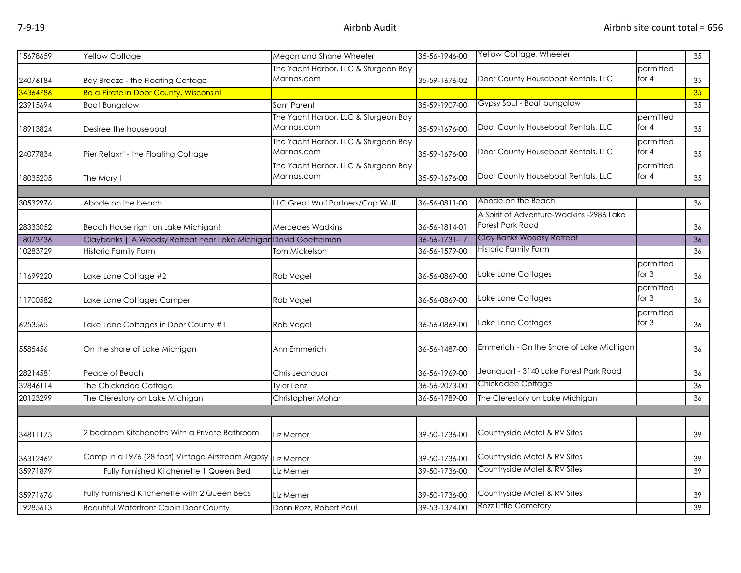| | | | | | | |
|---|---|---|---|---|---|---|
| 15678659 | Yellow Cottage | Megan and Shane Wheeler | 35-56-1946-00 | Yellow Cottage, Wheeler | | 35 |
| 24076184 | Bay Breeze - the Floating Cottage | The Yacht Harbor, LLC & Sturgeon Bay Marinas.com | 35-59-1676-02 | Door County Houseboat Rentals, LLC | permitted for 4 | 35 |
| 34364786 | Be a Pirate in Door County, Wisconsin! | | | | | 35 |
| 23915694 | Boat Bungalow | Sam Parent | 35-59-1907-00 | Gypsy Soul - Boat bungalow | | 35 |
| 18913824 | Desiree the houseboat | The Yacht Harbor, LLC & Sturgeon Bay Marinas.com | 35-59-1676-00 | Door County Houseboat Rentals, LLC | permitted for 4 | 35 |
| 24077834 | Pier Relaxn' - the Floating Cottage | The Yacht Harbor, LLC & Sturgeon Bay Marinas.com | 35-59-1676-00 | Door County Houseboat Rentals, LLC | permitted for 4 | 35 |
| 18035205 | The Mary I | The Yacht Harbor, LLC & Sturgeon Bay Marinas.com | 35-59-1676-00 | Door County Houseboat Rentals, LLC | permitted for 4 | 35 |
| | | | | | | |
| 30532976 | Abode on the beach | LLC Great Wulf Partners/Cap Wulf | 36-56-0811-00 | Abode on the Beach | | 36 |
| 28333052 | Beach House right on Lake Michigan! | Mercedes Wadkins | 36-56-1814-01 | A Spirit of Adventure-Wadkins -2986 Lake Forest Park Road | | 36 |
| 18073736 | Claybanks \| A Woodsy Retreat near Lake Michigan | David Goettelman | 36-56-1731-17 | Clay Banks Woodsy Retreat | | 36 |
| 10283729 | Historic Family Farm | Tom Mickelson | 36-56-1579-00 | Historic Family Farm | | 36 |
| 11699220 | Lake Lane Cottage #2 | Rob Vogel | 36-56-0869-00 | Lake Lane Cottages | permitted for 3 | 36 |
| 11700582 | Lake Lane Cottages Camper | Rob Vogel | 36-56-0869-00 | Lake Lane Cottages | permitted for 3 | 36 |
| 6253565 | Lake Lane Cottages in Door County #1 | Rob Vogel | 36-56-0869-00 | Lake Lane Cottages | permitted for 3 | 36 |
| 5585456 | On the shore of Lake Michigan | Ann Emmerich | 36-56-1487-00 | Emmerich - On the Shore of Lake Michigan | | 36 |
| 28214581 | Peace of Beach | Chris Jeanquart | 36-56-1969-00 | Jeanquart - 3140 Lake Forest Park Road | | 36 |
| 32846114 | The Chickadee Cottage | Tyler Lenz | 36-56-2073-00 | Chickadee Cottage | | 36 |
| 20123299 | The Clerestory on Lake Michigan | Christopher Mohar | 36-56-1789-00 | The Clerestory on Lake Michigan | | 36 |
| | | | | | | |
| 34811175 | 2 bedroom Kitchenette With a Private Bathroom | Liz Merner | 39-50-1736-00 | Countryside Motel & RV Sites | | 39 |
| 36312462 | Camp in a 1976 (28 foot) Vintage Airstream Argosy | Liz Merner | 39-50-1736-00 | Countryside Motel & RV Sites | | 39 |
| 35971879 | Fully Furnished Kitchenette 1 Queen Bed | Liz Merner | 39-50-1736-00 | Countryside Motel & RV Sites | | 39 |
| 35971676 | Fully Furnished Kitchenette with 2 Queen Beds | Liz Merner | 39-50-1736-00 | Countryside Motel & RV Sites | | 39 |
| 19285613 | Beautiful Waterfront Cabin Door County | Donn Rozz, Robert Paul | 39-53-1374-00 | Rozz Little Cemetery | | 39 |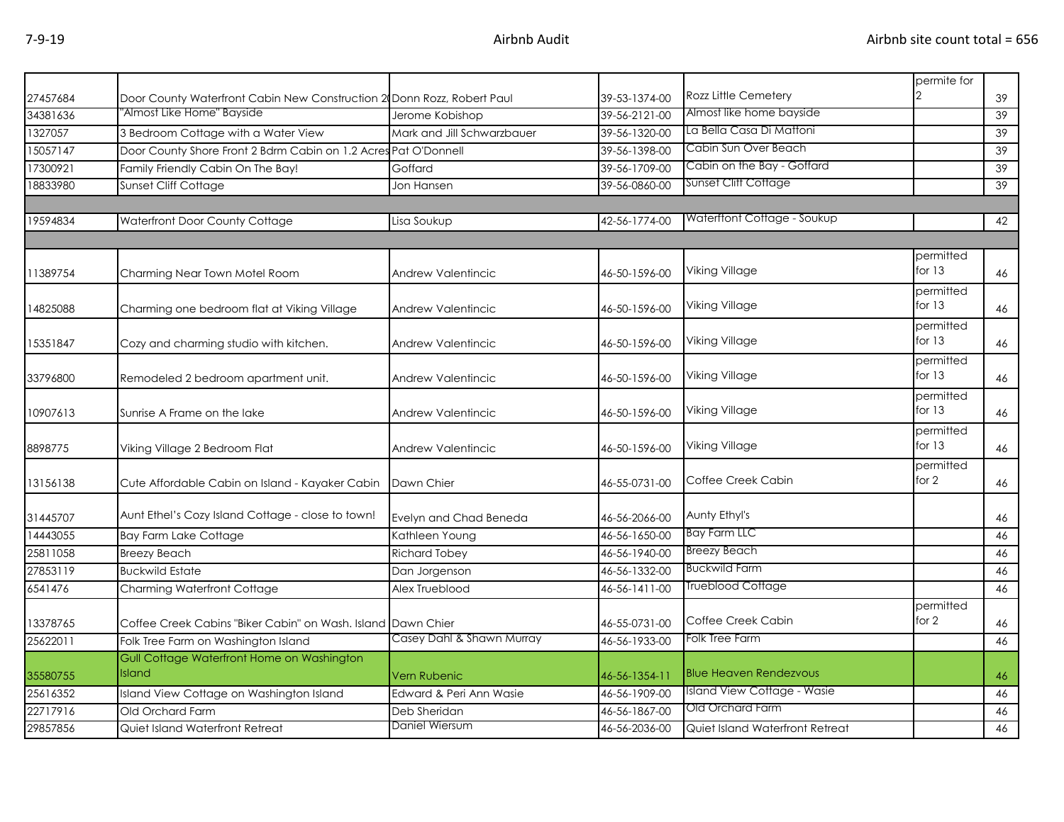| | | | | | | |
|---|---|---|---|---|---|---|
| 27457684 | Door County Waterfront Cabin New Construction 20 | Donn Rozz, Robert Paul | 39-53-1374-00 | Rozz Little Cemetery | permite for 2 | 39 |
| 34381636 | "Almost Like Home" Bayside | Jerome Kobishop | 39-56-2121-00 | Almost like home bayside | | 39 |
| 1327057 | 3 Bedroom Cottage with a Water View | Mark and Jill Schwarzbauer | 39-56-1320-00 | La Bella Casa Di Mattoni | | 39 |
| 15057147 | Door County Shore Front 2 Bdrm Cabin on 1.2 Acres | Pat O'Donnell | 39-56-1398-00 | Cabin Sun Over Beach | | 39 |
| 17300921 | Family Friendly Cabin On The Bay! | Goffard | 39-56-1709-00 | Cabin on the Bay - Goffard | | 39 |
| 18833980 | Sunset Cliff Cottage | Jon Hansen | 39-56-0860-00 | Sunset Cliff Cottage | | 39 |
| | | | | | | |
| 19594834 | Waterfront Door County Cottage | Lisa Soukup | 42-56-1774-00 | Waterftont Cottage - Soukup | | 42 |
| | | | | | | |
| 11389754 | Charming Near Town Motel Room | Andrew Valentincic | 46-50-1596-00 | Viking Village | permitted for 13 | 46 |
| 14825088 | Charming one bedroom flat at Viking Village | Andrew Valentincic | 46-50-1596-00 | Viking Village | permitted for 13 | 46 |
| 15351847 | Cozy and charming studio with kitchen. | Andrew Valentincic | 46-50-1596-00 | Viking Village | permitted for 13 | 46 |
| 33796800 | Remodeled 2 bedroom apartment unit. | Andrew Valentincic | 46-50-1596-00 | Viking Village | permitted for 13 | 46 |
| 10907613 | Sunrise A Frame on the lake | Andrew Valentincic | 46-50-1596-00 | Viking Village | permitted for 13 | 46 |
| 8898775 | Viking Village 2 Bedroom Flat | Andrew Valentincic | 46-50-1596-00 | Viking Village | permitted for 13 | 46 |
| 13156138 | Cute Affordable Cabin on Island - Kayaker Cabin | Dawn Chier | 46-55-0731-00 | Coffee Creek Cabin | permitted for 2 | 46 |
| 31445707 | Aunt Ethel's Cozy Island Cottage - close to town! | Evelyn and Chad Beneda | 46-56-2066-00 | Aunty Ethyl's | | 46 |
| 14443055 | Bay Farm Lake Cottage | Kathleen Young | 46-56-1650-00 | Bay Farm LLC | | 46 |
| 25811058 | Breezy Beach | Richard Tobey | 46-56-1940-00 | Breezy Beach | | 46 |
| 27853119 | Buckwild Estate | Dan Jorgenson | 46-56-1332-00 | Buckwild Farm | | 46 |
| 6541476 | Charming Waterfront Cottage | Alex Trueblood | 46-56-1411-00 | Trueblood Cottage | | 46 |
| 13378765 | Coffee Creek Cabins "Biker Cabin" on Wash. Island | Dawn Chier | 46-55-0731-00 | Coffee Creek Cabin | permitted for 2 | 46 |
| 25622011 | Folk Tree Farm on Washington Island | Casey Dahl & Shawn Murray | 46-56-1933-00 | Folk Tree Farm | | 46 |
| 35580755 | Gull Cottage Waterfront Home on Washington Island | Vern Rubenic | 46-56-1354-11 | Blue Heaven Rendezvous | | 46 |
| 25616352 | Island View Cottage on Washington Island | Edward & Peri Ann Wasie | 46-56-1909-00 | Island View Cottage - Wasie | | 46 |
| 22717916 | Old Orchard Farm | Deb Sheridan | 46-56-1867-00 | Old Orchard Farm | | 46 |
| 29857856 | Quiet Island Waterfront Retreat | Daniel Wiersum | 46-56-2036-00 | Quiet Island Waterfront Retreat | | 46 |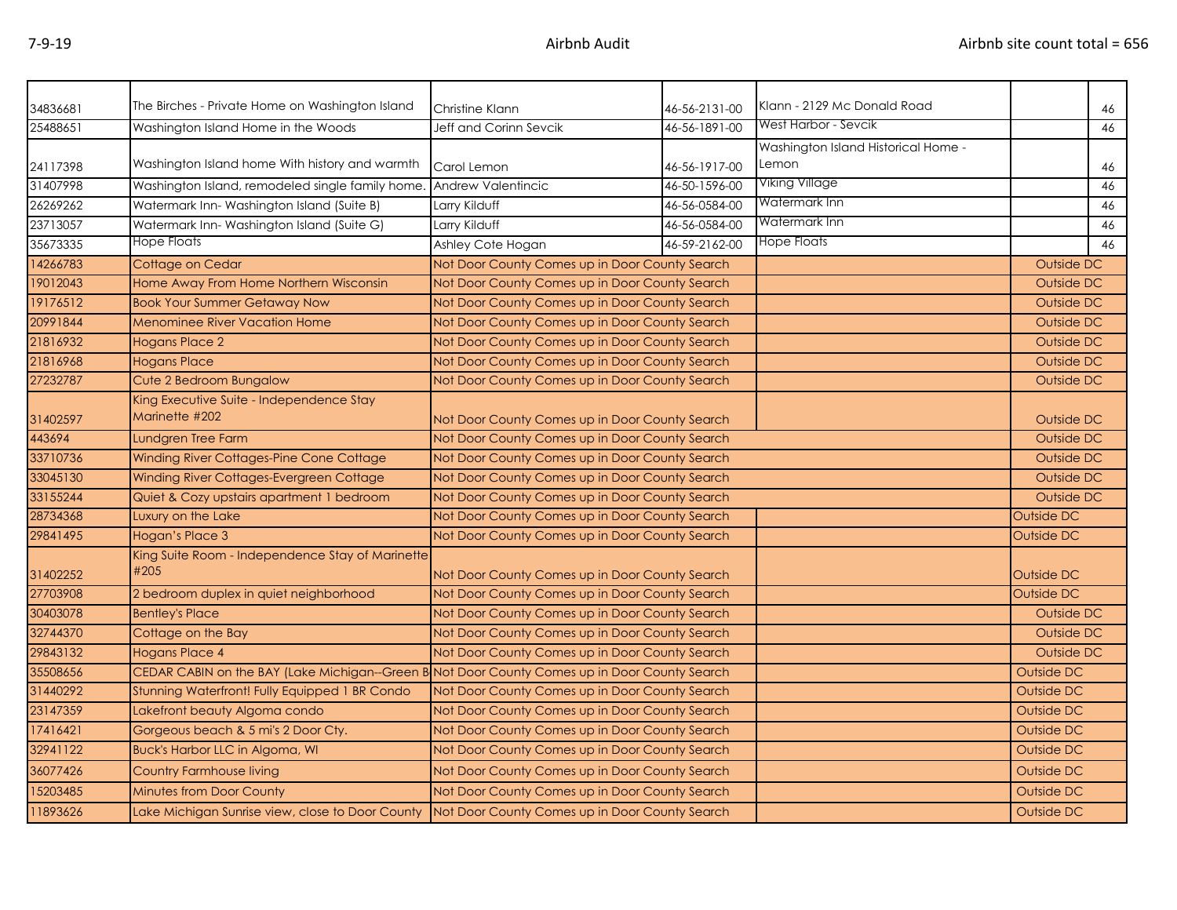| | | | | | | |
|---|---|---|---|---|---|---|
| 34836681 | The Birches - Private Home on Washington Island | Christine Klann | 46-56-2131-00 | Klann - 2129 Mc Donald Road | | 46 |
| 25488651 | Washington Island Home in the Woods | Jeff and Corinn Sevcik | 46-56-1891-00 | West Harbor - Sevcik | | 46 |
| 24117398 | Washington Island home With history and warmth | Carol Lemon | 46-56-1917-00 | Washington Island Historical Home - Lemon | | 46 |
| 31407998 | Washington Island, remodeled single family home. | Andrew Valentincic | 46-50-1596-00 | Viking Village | | 46 |
| 26269262 | Watermark Inn- Washington Island (Suite B) | Larry Kilduff | 46-56-0584-00 | Watermark Inn | | 46 |
| 23713057 | Watermark Inn- Washington Island (Suite G) | Larry Kilduff | 46-56-0584-00 | Watermark Inn | | 46 |
| 35673335 | Hope Floats | Ashley Cote Hogan | 46-59-2162-00 | Hope Floats | | 46 |
| 14266783 | Cottage on Cedar | Not Door County Comes up in Door County Search | | | Outside DC | |
| 19012043 | Home Away From Home Northern Wisconsin | Not Door County Comes up in Door County Search | | | Outside DC | |
| 19176512 | Book Your Summer Getaway Now | Not Door County Comes up in Door County Search | | | Outside DC | |
| 20991844 | Menominee River Vacation Home | Not Door County Comes up in Door County Search | | | Outside DC | |
| 21816932 | Hogans Place 2 | Not Door County Comes up in Door County Search | | | Outside DC | |
| 21816968 | Hogans Place | Not Door County Comes up in Door County Search | | | Outside DC | |
| 27232787 | Cute 2 Bedroom Bungalow | Not Door County Comes up in Door County Search | | | Outside DC | |
| 31402597 | King Executive Suite - Independence Stay Marinette #202 | Not Door County Comes up in Door County Search | | | Outside DC | |
| 443694 | Lundgren Tree Farm | Not Door County Comes up in Door County Search | | | Outside DC | |
| 33710736 | Winding River Cottages-Pine Cone Cottage | Not Door County Comes up in Door County Search | | | Outside DC | |
| 33045130 | Winding River Cottages-Evergreen Cottage | Not Door County Comes up in Door County Search | | | Outside DC | |
| 33155244 | Quiet & Cozy upstairs apartment 1 bedroom | Not Door County Comes up in Door County Search | | | Outside DC | |
| 28734368 | Luxury on the Lake | Not Door County Comes up in Door County Search | | | Outside DC | |
| 29841495 | Hogan's Place 3 | Not Door County Comes up in Door County Search | | | Outside DC | |
| 31402252 | King Suite Room - Independence Stay of Marinette #205 | Not Door County Comes up in Door County Search | | | Outside DC | |
| 27703908 | 2 bedroom duplex in quiet neighborhood | Not Door County Comes up in Door County Search | | | Outside DC | |
| 30403078 | Bentley's Place | Not Door County Comes up in Door County Search | | | Outside DC | |
| 32744370 | Cottage on the Bay | Not Door County Comes up in Door County Search | | | Outside DC | |
| 29843132 | Hogans Place 4 | Not Door County Comes up in Door County Search | | | Outside DC | |
| 35508656 | CEDAR CABIN on the BAY (Lake Michigan--Green B | Not Door County Comes up in Door County Search | | | Outside DC | |
| 31440292 | Stunning Waterfront! Fully Equipped 1 BR Condo | Not Door County Comes up in Door County Search | | | Outside DC | |
| 23147359 | Lakefront beauty Algoma condo | Not Door County Comes up in Door County Search | | | Outside DC | |
| 17416421 | Gorgeous beach & 5 mi's 2 Door Cty. | Not Door County Comes up in Door County Search | | | Outside DC | |
| 32941122 | Buck's Harbor LLC in Algoma, WI | Not Door County Comes up in Door County Search | | | Outside DC | |
| 36077426 | Country Farmhouse living | Not Door County Comes up in Door County Search | | | Outside DC | |
| 15203485 | Minutes from Door County | Not Door County Comes up in Door County Search | | | Outside DC | |
| 11893626 | Lake Michigan Sunrise view, close to Door County | Not Door County Comes up in Door County Search | | | Outside DC | |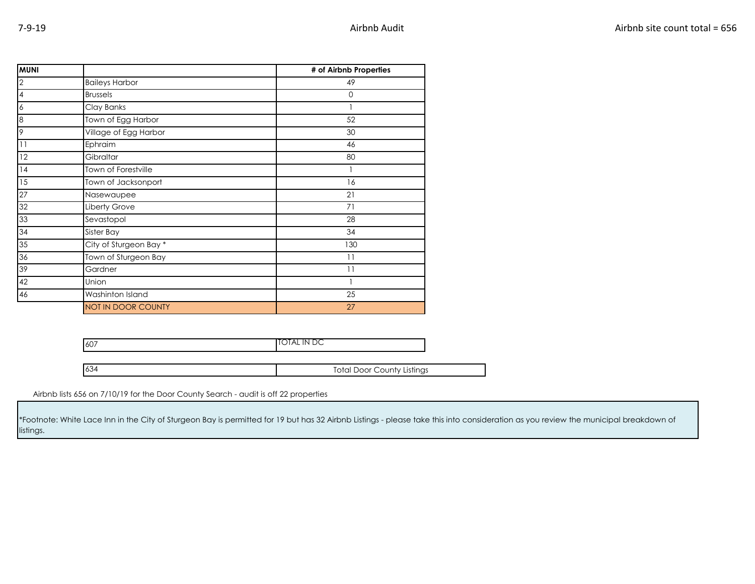7-9-19

# Airbnb Audit

Airbnb site count total = 656

| MUNI | | # of Airbnb Properties |
|---|---|---|
| 2 | Baileys Harbor | 49 |
| 4 | Brussels | 0 |
| 6 | Clay Banks | 1 |
| 8 | Town of Egg Harbor | 52 |
| 9 | Village of Egg Harbor | 30 |
| 11 | Ephraim | 46 |
| 12 | Gibraltar | 80 |
| 14 | Town of Forestville | 1 |
| 15 | Town of Jacksonport | 16 |
| 27 | Nasewaupee | 21 |
| 32 | Liberty Grove | 71 |
| 33 | Sevastopol | 28 |
| 34 | Sister Bay | 34 |
| 35 | City of Sturgeon Bay * | 130 |
| 36 | Town of Sturgeon Bay | 11 |
| 39 | Gardner | 11 |
| 42 | Union | 1 |
| 46 | Washinton Island | 25 |
| | NOT IN DOOR COUNTY | 27 |

| | |
|---|---|
| 607 | TOTAL IN DC |
| 634 | Total Door County Listings |

Airbnb lists 656 on 7/10/19 for the Door County Search - audit is off 22 properties

*Footnote: White Lace Inn in the City of Sturgeon Bay is permitted for 19 but has 32 Airbnb Listings - please take this into consideration as you review the municipal breakdown of listings.